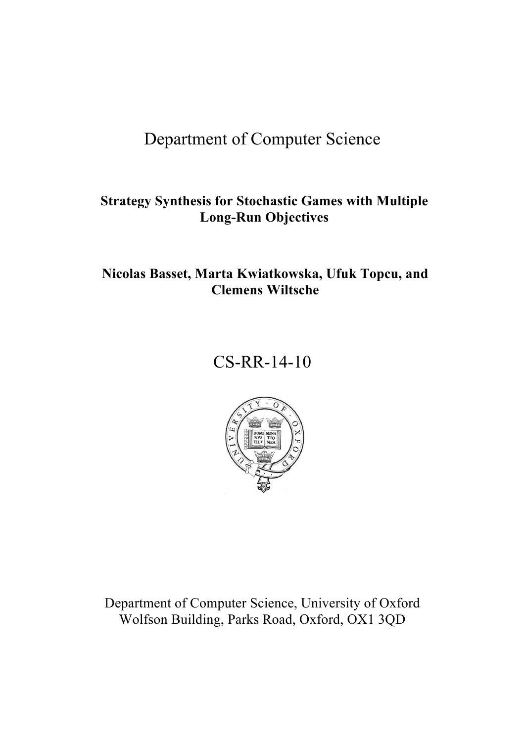# Department of Computer Science

**Strategy Synthesis for Stochastic Games with Multiple Long-Run Objectives**

**Nicolas Basset, Marta Kwiatkowska, Ufuk Topcu, and Clemens Wiltsche**

CS-RR-14-10

Department of Computer Science, University of Oxford
Wolfson Building, Parks Road, Oxford, OX1 3QD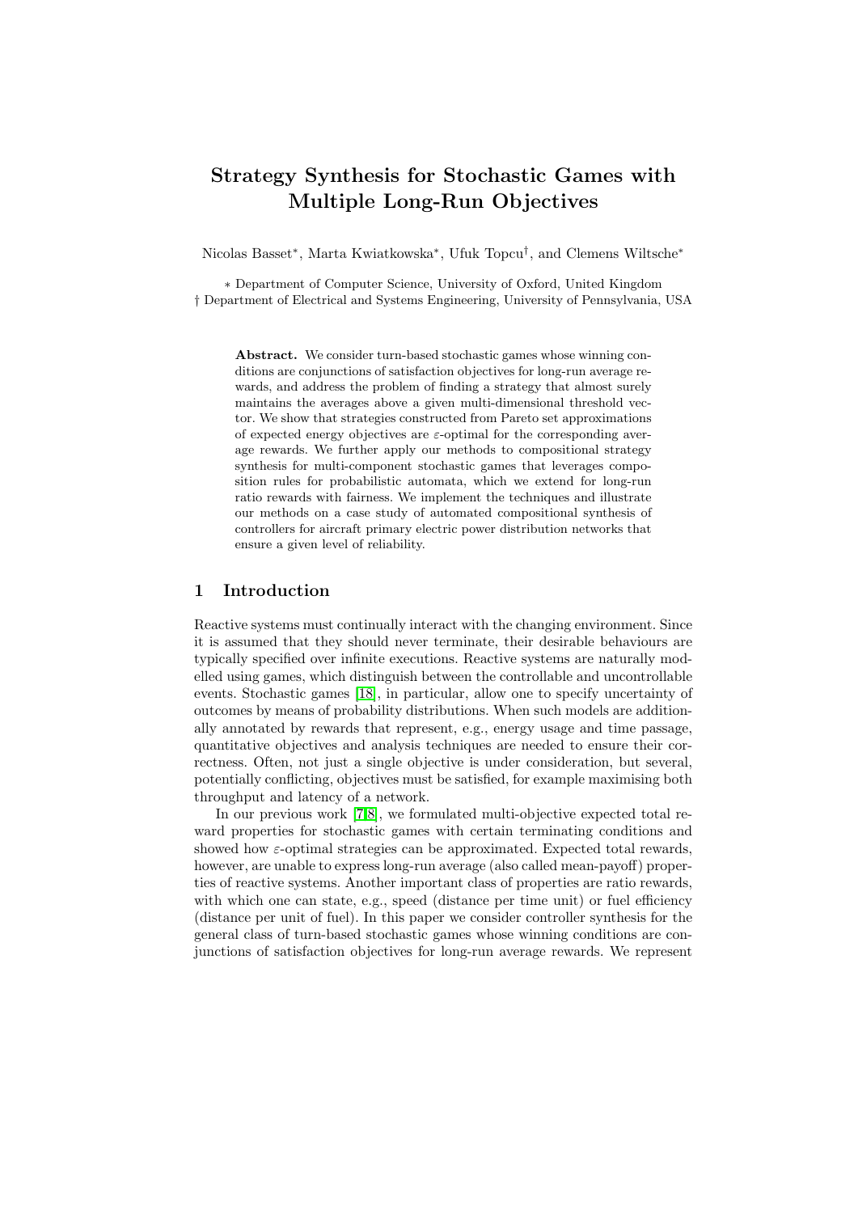# Strategy Synthesis for Stochastic Games with Multiple Long-Run Objectives

Nicolas Basset*, Marta Kwiatkowska*, Ufuk Topcu†, and Clemens Wiltsche*

\* Department of Computer Science, University of Oxford, United Kingdom
† Department of Electrical and Systems Engineering, University of Pennsylvania, USA

**Abstract.** We consider turn-based stochastic games whose winning conditions are conjunctions of satisfaction objectives for long-run average rewards, and address the problem of finding a strategy that almost surely maintains the averages above a given multi-dimensional threshold vector. We show that strategies constructed from Pareto set approximations of expected energy objectives are $\varepsilon$-optimal for the corresponding average rewards. We further apply our methods to compositional strategy synthesis for multi-component stochastic games that leverages composition rules for probabilistic automata, which we extend for long-run ratio rewards with fairness. We implement the techniques and illustrate our methods on a case study of automated compositional synthesis of controllers for aircraft primary electric power distribution networks that ensure a given level of reliability.

## 1 Introduction

Reactive systems must continually interact with the changing environment. Since it is assumed that they should never terminate, their desirable behaviours are typically specified over infinite executions. Reactive systems are naturally modelled using games, which distinguish between the controllable and uncontrollable events. Stochastic games [18], in particular, allow one to specify uncertainty of outcomes by means of probability distributions. When such models are additionally annotated by rewards that represent, e.g., energy usage and time passage, quantitative objectives and analysis techniques are needed to ensure their correctness. Often, not just a single objective is under consideration, but several, potentially conflicting, objectives must be satisfied, for example maximising both throughput and latency of a network.

In our previous work [7,8], we formulated multi-objective expected total reward properties for stochastic games with certain terminating conditions and showed how $\varepsilon$-optimal strategies can be approximated. Expected total rewards, however, are unable to express long-run average (also called mean-payoff) properties of reactive systems. Another important class of properties are ratio rewards, with which one can state, e.g., speed (distance per time unit) or fuel efficiency (distance per unit of fuel). In this paper we consider controller synthesis for the general class of turn-based stochastic games whose winning conditions are conjunctions of satisfaction objectives for long-run average rewards. We represent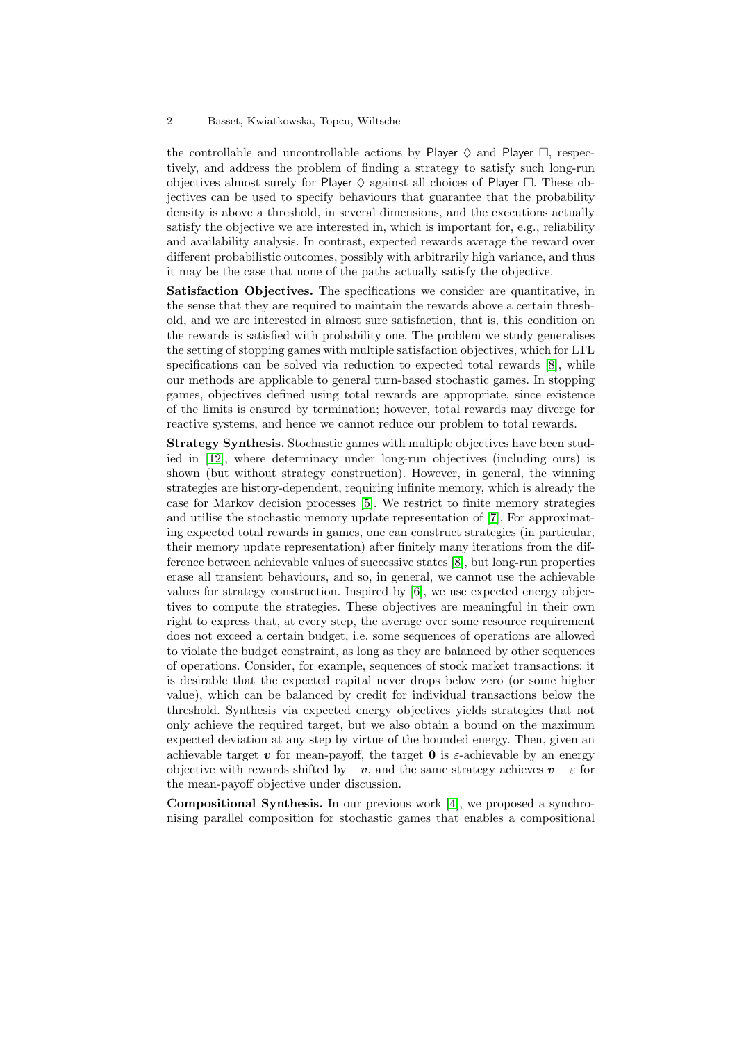the controllable and uncontrollable actions by Player $\Diamond$ and Player $\Box$, respectively, and address the problem of finding a strategy to satisfy such long-run objectives almost surely for Player $\Diamond$ against all choices of Player $\Box$. These objectives can be used to specify behaviours that guarantee that the probability density is above a threshold, in several dimensions, and the executions actually satisfy the objective we are interested in, which is important for, e.g., reliability and availability analysis. In contrast, expected rewards average the reward over different probabilistic outcomes, possibly with arbitrarily high variance, and thus it may be the case that none of the paths actually satisfy the objective.

**Satisfaction Objectives.** The specifications we consider are quantitative, in the sense that they are required to maintain the rewards above a certain threshold, and we are interested in almost sure satisfaction, that is, this condition on the rewards is satisfied with probability one. The problem we study generalises the setting of stopping games with multiple satisfaction objectives, which for LTL specifications can be solved via reduction to expected total rewards [8], while our methods are applicable to general turn-based stochastic games. In stopping games, objectives defined using total rewards are appropriate, since existence of the limits is ensured by termination; however, total rewards may diverge for reactive systems, and hence we cannot reduce our problem to total rewards.

**Strategy Synthesis.** Stochastic games with multiple objectives have been studied in [12], where determinacy under long-run objectives (including ours) is shown (but without strategy construction). However, in general, the winning strategies are history-dependent, requiring infinite memory, which is already the case for Markov decision processes [5]. We restrict to finite memory strategies and utilise the stochastic memory update representation of [7]. For approximating expected total rewards in games, one can construct strategies (in particular, their memory update representation) after finitely many iterations from the difference between achievable values of successive states [8], but long-run properties erase all transient behaviours, and so, in general, we cannot use the achievable values for strategy construction. Inspired by [6], we use expected energy objectives to compute the strategies. These objectives are meaningful in their own right to express that, at every step, the average over some resource requirement does not exceed a certain budget, i.e. some sequences of operations are allowed to violate the budget constraint, as long as they are balanced by other sequences of operations. Consider, for example, sequences of stock market transactions: it is desirable that the expected capital never drops below zero (or some higher value), which can be balanced by credit for individual transactions below the threshold. Synthesis via expected energy objectives yields strategies that not only achieve the required target, but we also obtain a bound on the maximum expected deviation at any step by virtue of the bounded energy. Then, given an achievable target $\boldsymbol{v}$ for mean-payoff, the target $\mathbf{0}$ is $\varepsilon$-achievable by an energy objective with rewards shifted by $-\boldsymbol{v}$, and the same strategy achieves $\boldsymbol{v} - \varepsilon$ for the mean-payoff objective under discussion.

**Compositional Synthesis.** In our previous work [4], we proposed a synchronising parallel composition for stochastic games that enables a compositional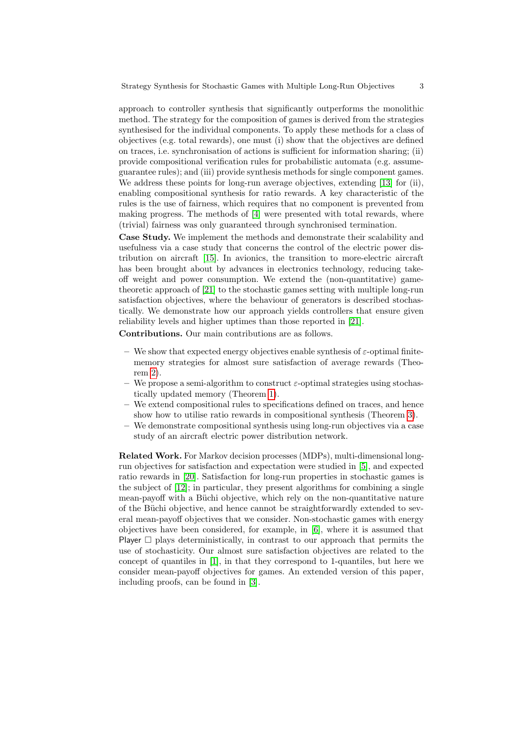approach to controller synthesis that significantly outperforms the monolithic method. The strategy for the composition of games is derived from the strategies synthesised for the individual components. To apply these methods for a class of objectives (e.g. total rewards), one must (i) show that the objectives are defined on traces, i.e. synchronisation of actions is sufficient for information sharing; (ii) provide compositional verification rules for probabilistic automata (e.g. assume-guarantee rules); and (iii) provide synthesis methods for single component games. We address these points for long-run average objectives, extending [13] for (ii), enabling compositional synthesis for ratio rewards. A key characteristic of the rules is the use of fairness, which requires that no component is prevented from making progress. The methods of [4] were presented with total rewards, where (trivial) fairness was only guaranteed through synchronised termination.

**Case Study.** We implement the methods and demonstrate their scalability and usefulness via a case study that concerns the control of the electric power distribution on aircraft [15]. In avionics, the transition to more-electric aircraft has been brought about by advances in electronics technology, reducing take-off weight and power consumption. We extend the (non-quantitative) game-theoretic approach of [21] to the stochastic games setting with multiple long-run satisfaction objectives, where the behaviour of generators is described stochastically. We demonstrate how our approach yields controllers that ensure given reliability levels and higher uptimes than those reported in [21].

**Contributions.** Our main contributions are as follows.

- We show that expected energy objectives enable synthesis of $\varepsilon$-optimal finite-memory strategies for almost sure satisfaction of average rewards (Theorem 2).
- We propose a semi-algorithm to construct $\varepsilon$-optimal strategies using stochastically updated memory (Theorem 1).
- We extend compositional rules to specifications defined on traces, and hence show how to utilise ratio rewards in compositional synthesis (Theorem 3).
- We demonstrate compositional synthesis using long-run objectives via a case study of an aircraft electric power distribution network.

**Related Work.** For Markov decision processes (MDPs), multi-dimensional long-run objectives for satisfaction and expectation were studied in [5], and expected ratio rewards in [20]. Satisfaction for long-run properties in stochastic games is the subject of [12]; in particular, they present algorithms for combining a single mean-payoff with a Büchi objective, which rely on the non-quantitative nature of the Büchi objective, and hence cannot be straightforwardly extended to several mean-payoff objectives that we consider. Non-stochastic games with energy objectives have been considered, for example, in [6], where it is assumed that Player $\Box$ plays deterministically, in contrast to our approach that permits the use of stochasticity. Our almost sure satisfaction objectives are related to the concept of quantiles in [1], in that they correspond to 1-quantiles, but here we consider mean-payoff objectives for games. An extended version of this paper, including proofs, can be found in [3].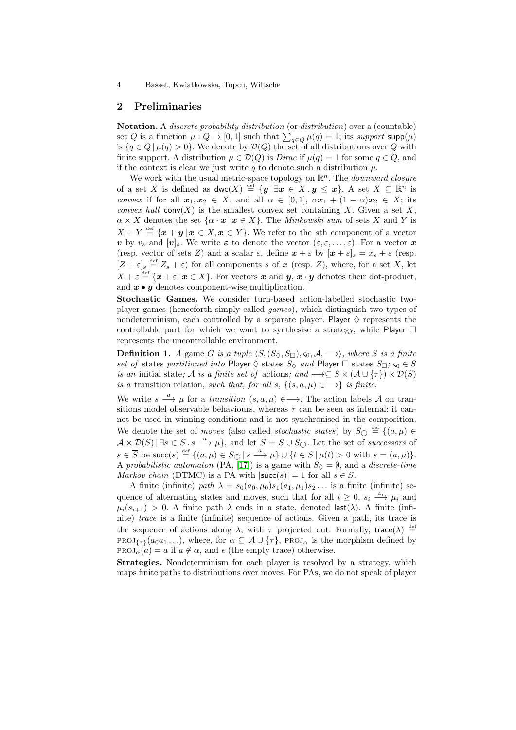## 2 Preliminaries

**Notation.** A *discrete probability distribution* (or *distribution*) over a (countable) set $Q$ is a function $\mu : Q \to [0,1]$ such that $\sum_{q \in Q} \mu(q) = 1$; its *support* $\mathsf{supp}(\mu)$ is $\{q \in Q \mid \mu(q) > 0\}$. We denote by $\mathcal{D}(Q)$ the set of all distributions over $Q$ with finite support. A distribution $\mu \in \mathcal{D}(Q)$ is *Dirac* if $\mu(q) = 1$ for some $q \in Q$, and if the context is clear we just write $q$ to denote such a distribution $\mu$.

We work with the usual metric-space topology on $\mathbb{R}^n$. The *downward closure* of a set $X$ is defined as $\mathsf{dwc}(X) \stackrel{\text{def}}{=} \{\boldsymbol{y} \mid \exists \boldsymbol{x} \in X \,.\, \boldsymbol{y} \leq \boldsymbol{x}\}$. A set $X \subseteq \mathbb{R}^n$ is *convex* if for all $\boldsymbol{x}_1, \boldsymbol{x}_2 \in X$, and all $\alpha \in [0,1]$, $\alpha \boldsymbol{x}_1 + (1-\alpha)\boldsymbol{x}_2 \in X$; its *convex hull* $\mathsf{conv}(X)$ is the smallest convex set containing $X$. Given a set $X$, $\alpha \times X$ denotes the set $\{\alpha \cdot \boldsymbol{x} \mid \boldsymbol{x} \in X\}$. The *Minkowski sum* of sets $X$ and $Y$ is $X + Y \stackrel{\text{def}}{=} \{\boldsymbol{x} + \boldsymbol{y} \mid \boldsymbol{x} \in X, \boldsymbol{x} \in Y\}$. We refer to the $s$th component of a vector $\boldsymbol{v}$ by $v_s$ and $[\boldsymbol{v}]_s$. We write $\boldsymbol{\varepsilon}$ to denote the vector $(\varepsilon, \varepsilon, \ldots, \varepsilon)$. For a vector $\boldsymbol{x}$ (resp. vector of sets $Z$) and a scalar $\varepsilon$, define $\boldsymbol{x} + \varepsilon$ by $[\boldsymbol{x} + \varepsilon]_s = x_s + \varepsilon$ (resp. $[Z + \varepsilon]_s \stackrel{\text{def}}{=} Z_s + \varepsilon$) for all components $s$ of $\boldsymbol{x}$ (resp. $Z$), where, for a set $X$, let $X + \varepsilon \stackrel{\text{def}}{=} \{\boldsymbol{x} + \varepsilon \mid \boldsymbol{x} \in X\}$. For vectors $\boldsymbol{x}$ and $\boldsymbol{y}$, $\boldsymbol{x} \cdot \boldsymbol{y}$ denotes their dot-product, and $\boldsymbol{x} \bullet \boldsymbol{y}$ denotes component-wise multiplication.

**Stochastic Games.** We consider turn-based action-labelled stochastic two-player games (henceforth simply called *games*), which distinguish two types of nondeterminism, each controlled by a separate player. Player $\Diamond$ represents the controllable part for which we want to synthesise a strategy, while Player $\Box$ represents the uncontrollable environment.

**Definition 1.** *A game $G$ is a tuple $\langle S, (S_\Diamond, S_\Box), \varsigma_0, \mathcal{A}, \longrightarrow \rangle$, where $S$ is a finite set of* states *partitioned into* Player $\Diamond$ states $S_\Diamond$ *and* Player $\Box$ states $S_\Box$*; $\varsigma_0 \in S$ is an* initial state*; $\mathcal{A}$ is a finite set of* actions*; and $\longrightarrow \subseteq S \times (\mathcal{A} \cup \{\tau\}) \times \mathcal{D}(S)$ is a* transition relation*, such that, for all $s$, $\{(s, a, \mu) \in \longrightarrow\}$ is finite.*

We write $s \xrightarrow{a} \mu$ for a *transition* $(s, a, \mu) \in \longrightarrow$. The action labels $\mathcal{A}$ on transitions model observable behaviours, whereas $\tau$ can be seen as internal: it cannot be used in winning conditions and is not synchronised in the composition. We denote the set of *moves* (also called *stochastic states*) by $S_\bigcirc \stackrel{\text{def}}{=} \{(a, \mu) \in \mathcal{A} \times \mathcal{D}(S) \mid \exists s \in S \,.\, s \xrightarrow{a} \mu\}$, and let $\overline{S} = S \cup S_\bigcirc$. Let the set of *successors* of $s \in \overline{S}$ be $\mathsf{succ}(s) \stackrel{\text{def}}{=} \{(a, \mu) \in S_\bigcirc \mid s \xrightarrow{a} \mu\} \cup \{t \in S \mid \mu(t) > 0 \text{ with } s = (a, \mu)\}$. A *probabilistic automaton* (PA, [17]) is a game with $S_\Diamond = \emptyset$, and a *discrete-time Markov chain* (DTMC) is a PA with $|\mathsf{succ}(s)| = 1$ for all $s \in S$.

A finite (infinite) *path* $\lambda = s_0(a_0, \mu_0)s_1(a_1, \mu_1)s_2 \ldots$ is a finite (infinite) sequence of alternating states and moves, such that for all $i \geq 0$, $s_i \xrightarrow{a_i} \mu_i$ and $\mu_i(s_{i+1}) > 0$. A finite path $\lambda$ ends in a state, denoted $\mathsf{last}(\lambda)$. A finite (infinite) *trace* is a finite (infinite) sequence of actions. Given a path, its trace is the sequence of actions along $\lambda$, with $\tau$ projected out. Formally, $\mathsf{trace}(\lambda) \stackrel{\text{def}}{=} \textsc{proj}_{\{\tau\}}(a_0 a_1 \ldots)$, where, for $\alpha \subseteq \mathcal{A} \cup \{\tau\}$, $\textsc{proj}_\alpha$ is the morphism defined by $\textsc{proj}_\alpha(a) = a$ if $a \notin \alpha$, and $\epsilon$ (the empty trace) otherwise.

**Strategies.** Nondeterminism for each player is resolved by a strategy, which maps finite paths to distributions over moves. For PAs, we do not speak of player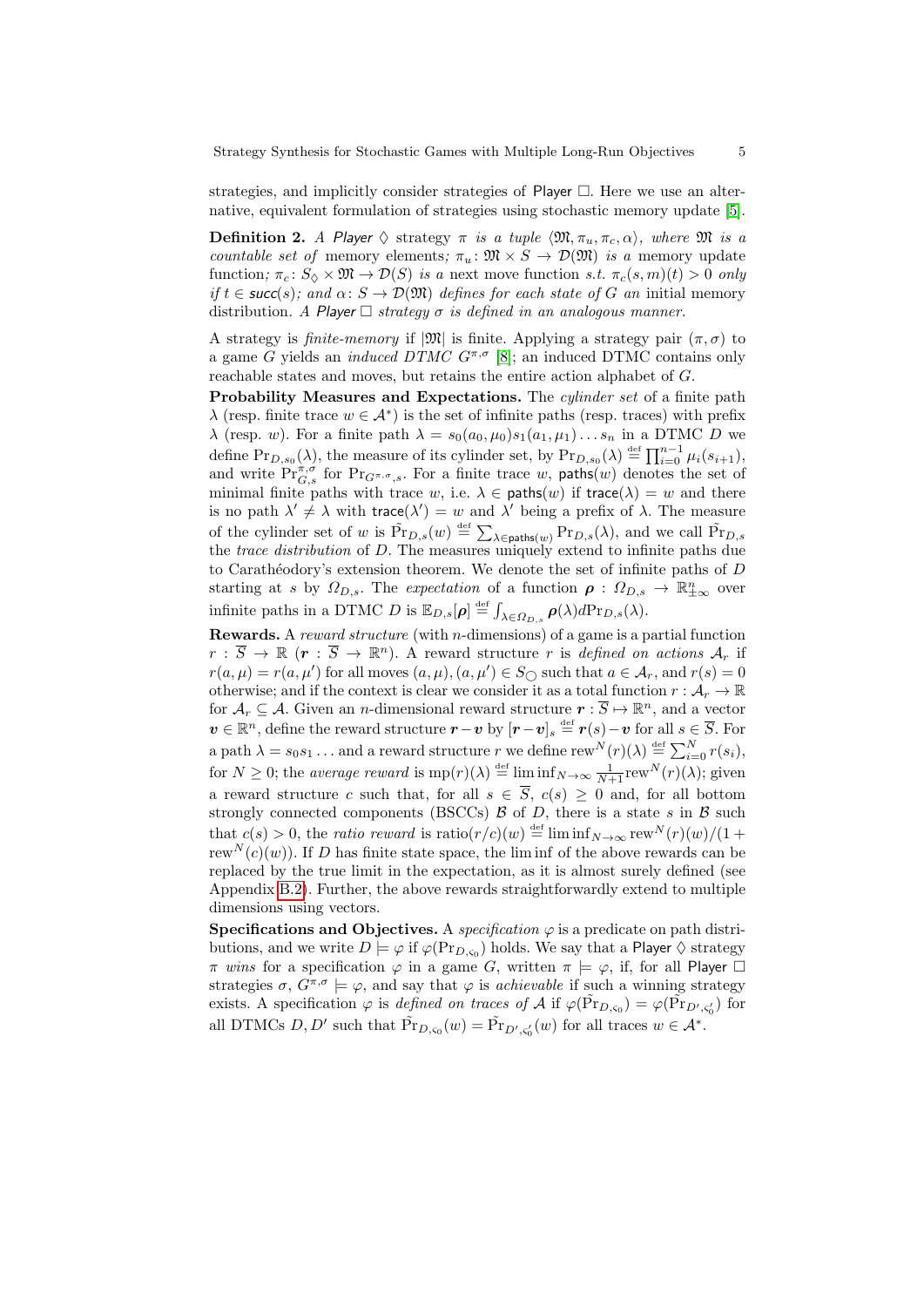strategies, and implicitly consider strategies of Player $\Box$. Here we use an alternative, equivalent formulation of strategies using stochastic memory update [5].

**Definition 2.** *A Player $\Diamond$ strategy $\pi$ is a tuple $\langle \mathfrak{M}, \pi_u, \pi_c, \alpha \rangle$, where $\mathfrak{M}$ is a countable set of* memory elements*;* $\pi_u \colon \mathfrak{M} \times S \to \mathcal{D}(\mathfrak{M})$ *is a* memory update function*;* $\pi_c \colon S_\Diamond \times \mathfrak{M} \to \mathcal{D}(S)$ *is a* next move function *s.t.* $\pi_c(s,m)(t) > 0$ *only if* $t \in \mathsf{succ}(s)$*; and* $\alpha \colon S \to \mathcal{D}(\mathfrak{M})$ *defines for each state of $G$ an* initial memory distribution*. A Player $\Box$ strategy $\sigma$ is defined in an analogous manner.*

A strategy is *finite-memory* if $|\mathfrak{M}|$ is finite. Applying a strategy pair $(\pi, \sigma)$ to a game $G$ yields an *induced DTMC* $G^{\pi,\sigma}$ [8]; an induced DTMC contains only reachable states and moves, but retains the entire action alphabet of $G$.

**Probability Measures and Expectations.** The *cylinder set* of a finite path $\lambda$ (resp. finite trace $w \in \mathcal{A}^*$) is the set of infinite paths (resp. traces) with prefix $\lambda$ (resp. $w$). For a finite path $\lambda = s_0(a_0,\mu_0)s_1(a_1,\mu_1)\ldots s_n$ in a DTMC $D$ we define $\mathrm{Pr}_{D,s_0}(\lambda)$, the measure of its cylinder set, by $\mathrm{Pr}_{D,s_0}(\lambda) \stackrel{\text{def}}{=} \prod_{i=0}^{n-1} \mu_i(s_{i+1})$, and write $\mathrm{Pr}^{\pi,\sigma}_{G,s}$ for $\mathrm{Pr}_{G^{\pi,\sigma},s}$. For a finite trace $w$, $\mathsf{paths}(w)$ denotes the set of minimal finite paths with trace $w$, i.e. $\lambda \in \mathsf{paths}(w)$ if $\mathsf{trace}(\lambda) = w$ and there is no path $\lambda' \neq \lambda$ with $\mathsf{trace}(\lambda') = w$ and $\lambda'$ being a prefix of $\lambda$. The measure of the cylinder set of $w$ is $\tilde{\mathrm{Pr}}_{D,s}(w) \stackrel{\text{def}}{=} \sum_{\lambda \in \mathsf{paths}(w)} \mathrm{Pr}_{D,s}(\lambda)$, and we call $\tilde{\mathrm{Pr}}_{D,s}$ the *trace distribution* of $D$. The measures uniquely extend to infinite paths due to Carathéodory's extension theorem. We denote the set of infinite paths of $D$ starting at $s$ by $\Omega_{D,s}$. The *expectation* of a function $\boldsymbol{\rho} : \Omega_{D,s} \to \mathbb{R}^n_{\pm\infty}$ over infinite paths in a DTMC $D$ is $\mathbb{E}_{D,s}[\boldsymbol{\rho}] \stackrel{\text{def}}{=} \int_{\lambda \in \Omega_{D,s}} \boldsymbol{\rho}(\lambda) d\mathrm{Pr}_{D,s}(\lambda)$.

**Rewards.** A *reward structure* (with $n$-dimensions) of a game is a partial function $r : \overline{S} \to \mathbb{R}$ ($\boldsymbol{r} : \overline{S} \to \mathbb{R}^n$). A reward structure $r$ is *defined on actions* $\mathcal{A}_r$ if $r(a,\mu) = r(a,\mu')$ for all moves $(a,\mu),(a,\mu') \in S_\bigcirc$ such that $a \in \mathcal{A}_r$, and $r(s) = 0$ otherwise; and if the context is clear we consider it as a total function $r : \mathcal{A}_r \to \mathbb{R}$ for $\mathcal{A}_r \subseteq \mathcal{A}$. Given an $n$-dimensional reward structure $\boldsymbol{r} : \overline{S} \mapsto \mathbb{R}^n$, and a vector $\boldsymbol{v} \in \mathbb{R}^n$, define the reward structure $\boldsymbol{r} - \boldsymbol{v}$ by $[\boldsymbol{r} - \boldsymbol{v}]_s \stackrel{\text{def}}{=} \boldsymbol{r}(s) - \boldsymbol{v}$ for all $s \in \overline{S}$. For a path $\lambda = s_0 s_1 \ldots$ and a reward structure $r$ we define $\mathrm{rew}^N(r)(\lambda) \stackrel{\text{def}}{=} \sum_{i=0}^{N} r(s_i)$, for $N \geq 0$; the *average reward* is $\mathrm{mp}(r)(\lambda) \stackrel{\text{def}}{=} \liminf_{N \to \infty} \frac{1}{N+1} \mathrm{rew}^N(r)(\lambda)$; given a reward structure $c$ such that, for all $s \in \overline{S}$, $c(s) \geq 0$ and, for all bottom strongly connected components (BSCCs) $\mathcal{B}$ of $D$, there is a state $s$ in $\mathcal{B}$ such that $c(s) > 0$, the *ratio reward* is $\mathrm{ratio}(r/c)(w) \stackrel{\text{def}}{=} \liminf_{N \to \infty} \mathrm{rew}^N(r)(w)/(1 + \mathrm{rew}^N(c)(w))$. If $D$ has finite state space, the lim inf of the above rewards can be replaced by the true limit in the expectation, as it is almost surely defined (see Appendix B.2). Further, the above rewards straightforwardly extend to multiple dimensions using vectors.

**Specifications and Objectives.** A *specification* $\varphi$ is a predicate on path distributions, and we write $D \models \varphi$ if $\varphi(\mathrm{Pr}_{D,\varsigma_0})$ holds. We say that a Player $\Diamond$ strategy $\pi$ *wins* for a specification $\varphi$ in a game $G$, written $\pi \models \varphi$, if, for all Player $\Box$ strategies $\sigma$, $G^{\pi,\sigma} \models \varphi$, and say that $\varphi$ is *achievable* if such a winning strategy exists. A specification $\varphi$ is *defined on traces of* $\mathcal{A}$ if $\varphi(\tilde{\mathrm{Pr}}_{D,\varsigma_0}) = \varphi(\tilde{\mathrm{Pr}}_{D',\varsigma_0'})$ for all DTMCs $D, D'$ such that $\tilde{\mathrm{Pr}}_{D,\varsigma_0}(w) = \tilde{\mathrm{Pr}}_{D',\varsigma_0'}(w)$ for all traces $w \in \mathcal{A}^*$.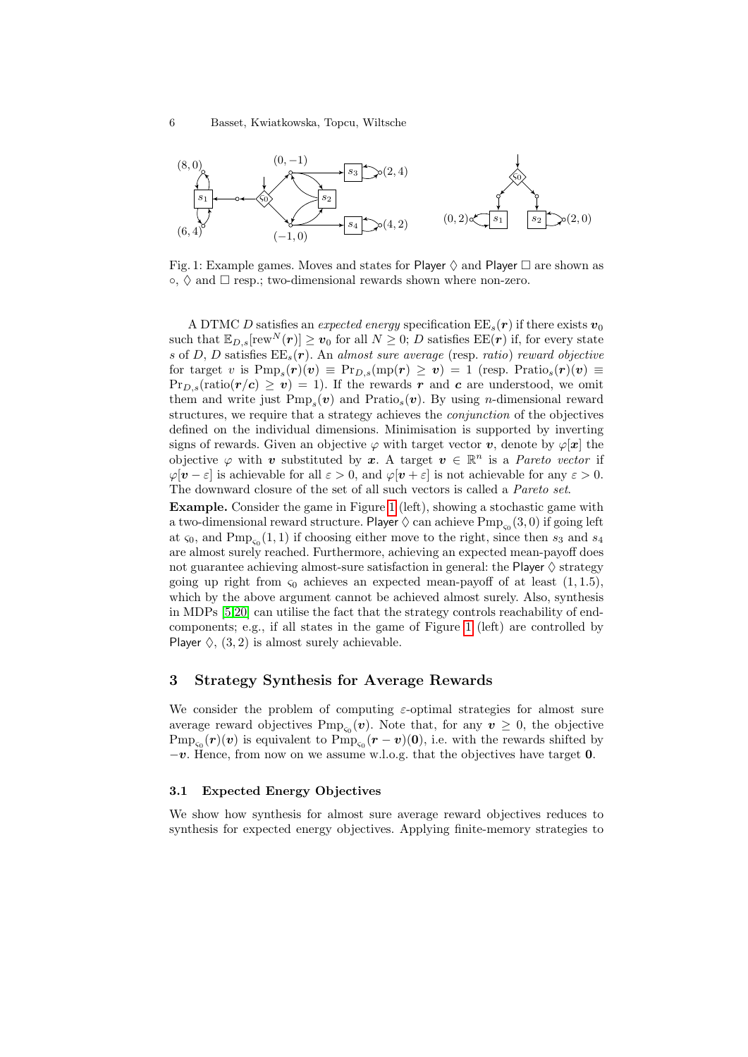Fig. 1: Example games. Moves and states for Player $\Diamond$ and Player $\Box$ are shown as $\circ$, $\Diamond$ and $\Box$ resp.; two-dimensional rewards shown where non-zero.

A DTMC $D$ satisfies an *expected energy* specification $\mathrm{EE}_s(\boldsymbol{r})$ if there exists $\boldsymbol{v}_0$ such that $\mathbb{E}_{D,s}[\mathrm{rew}^N(\boldsymbol{r})] \geq \boldsymbol{v}_0$ for all $N \geq 0$; $D$ satisfies $\mathrm{EE}(\boldsymbol{r})$ if, for every state $s$ of $D$, $D$ satisfies $\mathrm{EE}_s(\boldsymbol{r})$. An *almost sure average* (resp. *ratio*) *reward objective* for target $v$ is $\mathrm{Pmp}_s(\boldsymbol{r})(\boldsymbol{v}) \equiv \mathrm{Pr}_{D,s}(\mathrm{mp}(\boldsymbol{r}) \geq \boldsymbol{v}) = 1$ (resp. $\mathrm{Pratio}_s(\boldsymbol{r})(\boldsymbol{v}) \equiv \mathrm{Pr}_{D,s}(\mathrm{ratio}(\boldsymbol{r}/\boldsymbol{c}) \geq \boldsymbol{v}) = 1$). If the rewards $\boldsymbol{r}$ and $\boldsymbol{c}$ are understood, we omit them and write just $\mathrm{Pmp}_s(\boldsymbol{v})$ and $\mathrm{Pratio}_s(\boldsymbol{v})$. By using $n$-dimensional reward structures, we require that a strategy achieves the *conjunction* of the objectives defined on the individual dimensions. Minimisation is supported by inverting signs of rewards. Given an objective $\varphi$ with target vector $\boldsymbol{v}$, denote by $\varphi[\boldsymbol{x}]$ the objective $\varphi$ with $\boldsymbol{v}$ substituted by $\boldsymbol{x}$. A target $\boldsymbol{v} \in \mathbb{R}^n$ is a *Pareto vector* if $\varphi[\boldsymbol{v} - \varepsilon]$ is achievable for all $\varepsilon > 0$, and $\varphi[\boldsymbol{v} + \varepsilon]$ is not achievable for any $\varepsilon > 0$. The downward closure of the set of all such vectors is called a *Pareto set*.

**Example.** Consider the game in Figure 1 (left), showing a stochastic game with a two-dimensional reward structure. Player $\Diamond$ can achieve $\mathrm{Pmp}_{\varsigma_0}(3,0)$ if going left at $\varsigma_0$, and $\mathrm{Pmp}_{\varsigma_0}(1,1)$ if choosing either move to the right, since then $s_3$ and $s_4$ are almost surely reached. Furthermore, achieving an expected mean-payoff does not guarantee achieving almost-sure satisfaction in general: the Player $\Diamond$ strategy going up right from $\varsigma_0$ achieves an expected mean-payoff of at least $(1, 1.5)$, which by the above argument cannot be achieved almost surely. Also, synthesis in MDPs [5,20] can utilise the fact that the strategy controls reachability of end-components; e.g., if all states in the game of Figure 1 (left) are controlled by Player $\Diamond$, $(3, 2)$ is almost surely achievable.

## 3 Strategy Synthesis for Average Rewards

We consider the problem of computing $\varepsilon$-optimal strategies for almost sure average reward objectives $\mathrm{Pmp}_{\varsigma_0}(\boldsymbol{v})$. Note that, for any $\boldsymbol{v} \geq 0$, the objective $\mathrm{Pmp}_{\varsigma_0}(\boldsymbol{r})(\boldsymbol{v})$ is equivalent to $\mathrm{Pmp}_{\varsigma_0}(\boldsymbol{r} - \boldsymbol{v})(\boldsymbol{0})$, i.e. with the rewards shifted by $-\boldsymbol{v}$. Hence, from now on we assume w.l.o.g. that the objectives have target $\boldsymbol{0}$.

### 3.1 Expected Energy Objectives

We show how synthesis for almost sure average reward objectives reduces to synthesis for expected energy objectives. Applying finite-memory strategies to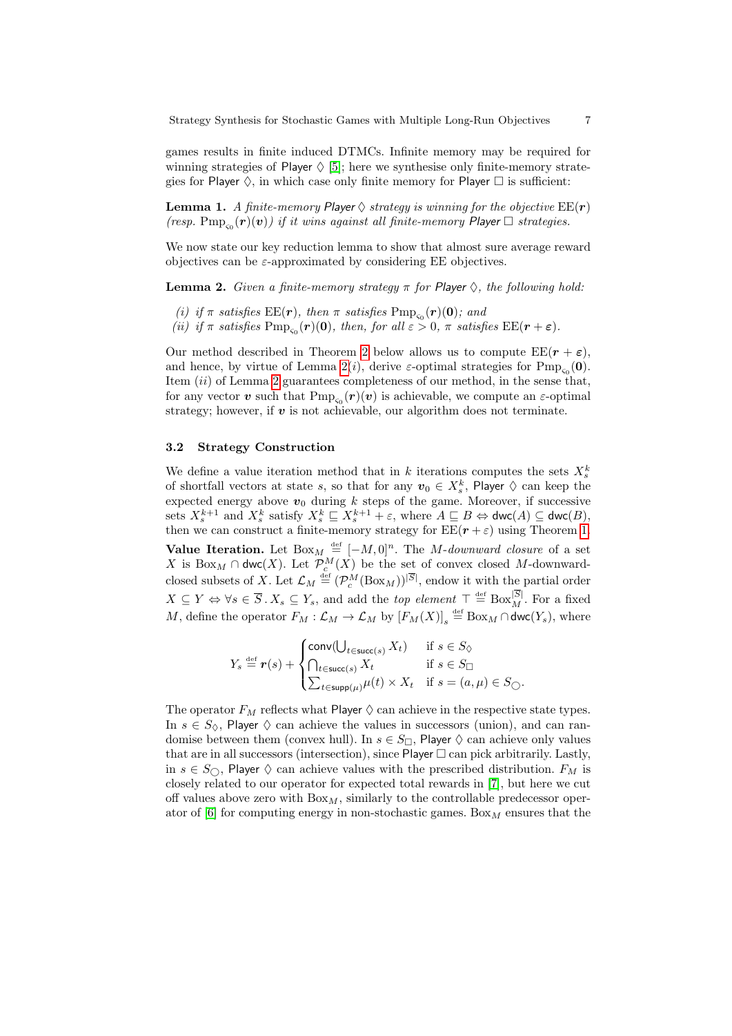games results in finite induced DTMCs. Infinite memory may be required for winning strategies of Player $\Diamond$ [5]; here we synthesise only finite-memory strategies for Player $\Diamond$, in which case only finite memory for Player $\Box$ is sufficient:

**Lemma 1.** *A finite-memory Player $\Diamond$ strategy is winning for the objective* $\mathrm{EE}(\boldsymbol{r})$ *(resp.* $\mathrm{Pmp}_{\varsigma_0}(\boldsymbol{r})(\boldsymbol{v})$*) if it wins against all finite-memory Player $\Box$ strategies.*

We now state our key reduction lemma to show that almost sure average reward objectives can be $\varepsilon$-approximated by considering EE objectives.

**Lemma 2.** *Given a finite-memory strategy $\pi$ for Player $\Diamond$, the following hold:*

*(i) if $\pi$ satisfies* $\mathrm{EE}(\boldsymbol{r})$*, then $\pi$ satisfies* $\mathrm{Pmp}_{\varsigma_0}(\boldsymbol{r})(\boldsymbol{0})$*; and*
*(ii) if $\pi$ satisfies* $\mathrm{Pmp}_{\varsigma_0}(\boldsymbol{r})(\boldsymbol{0})$*, then, for all $\varepsilon > 0$, $\pi$ satisfies* $\mathrm{EE}(\boldsymbol{r} + \boldsymbol{\varepsilon})$*.*

Our method described in Theorem 2 below allows us to compute $\mathrm{EE}(\boldsymbol{r} + \boldsymbol{\varepsilon})$, and hence, by virtue of Lemma 2(*i*), derive $\varepsilon$-optimal strategies for $\mathrm{Pmp}_{\varsigma_0}(\boldsymbol{0})$. Item (*ii*) of Lemma 2 guarantees completeness of our method, in the sense that, for any vector $\boldsymbol{v}$ such that $\mathrm{Pmp}_{\varsigma_0}(\boldsymbol{r})(\boldsymbol{v})$ is achievable, we compute an $\varepsilon$-optimal strategy; however, if $\boldsymbol{v}$ is not achievable, our algorithm does not terminate.

### 3.2 Strategy Construction

We define a value iteration method that in $k$ iterations computes the sets $X_s^k$ of shortfall vectors at state $s$, so that for any $\boldsymbol{v}_0 \in X_s^k$, Player $\Diamond$ can keep the expected energy above $\boldsymbol{v}_0$ during $k$ steps of the game. Moreover, if successive sets $X_s^{k+1}$ and $X_s^k$ satisfy $X_s^k \sqsubseteq X_s^{k+1} + \varepsilon$, where $A \sqsubseteq B \Leftrightarrow \mathsf{dwc}(A) \subseteq \mathsf{dwc}(B)$, then we can construct a finite-memory strategy for $\mathrm{EE}(\boldsymbol{r} + \varepsilon)$ using Theorem 1.

**Value Iteration.** Let $\mathrm{Box}_M \stackrel{\text{def}}{=} [-M, 0]^n$. The *$M$-downward closure* of a set $X$ is $\mathrm{Box}_M \cap \mathsf{dwc}(X)$. Let $\mathcal{P}_c^M(X)$ be the set of convex closed $M$-downward-closed subsets of $X$. Let $\mathcal{L}_M \stackrel{\text{def}}{=} (\mathcal{P}_c^M(\mathrm{Box}_M))^{|\overline{S}|}$, endow it with the partial order $X \subseteq Y \Leftrightarrow \forall s \in \overline{S} \,.\, X_s \subseteq Y_s$, and add the *top element* $\top \stackrel{\text{def}}{=} \mathrm{Box}_M^{|\overline{S}|}$. For a fixed $M$, define the operator $F_M : \mathcal{L}_M \to \mathcal{L}_M$ by $[F_M(X)]_s \stackrel{\text{def}}{=} \mathrm{Box}_M \cap \mathsf{dwc}(Y_s)$, where

$$Y_s \stackrel{\text{def}}{=} \boldsymbol{r}(s) + \begin{cases} \mathsf{conv}(\bigcup_{t \in \mathsf{succ}(s)} X_t) & \text{if } s \in S_\Diamond \\ \bigcap_{t \in \mathsf{succ}(s)} X_t & \text{if } s \in S_\Box \\ \sum_{t \in \mathsf{supp}(\mu)} \mu(t) \times X_t & \text{if } s = (a, \mu) \in S_\bigcirc. \end{cases}$$

The operator $F_M$ reflects what Player $\Diamond$ can achieve in the respective state types. In $s \in S_\Diamond$, Player $\Diamond$ can achieve the values in successors (union), and can randomise between them (convex hull). In $s \in S_\Box$, Player $\Diamond$ can achieve only values that are in all successors (intersection), since Player $\Box$ can pick arbitrarily. Lastly, in $s \in S_\bigcirc$, Player $\Diamond$ can achieve values with the prescribed distribution. $F_M$ is closely related to our operator for expected total rewards in [7], but here we cut off values above zero with $\mathrm{Box}_M$, similarly to the controllable predecessor operator of [6] for computing energy in non-stochastic games. $\mathrm{Box}_M$ ensures that the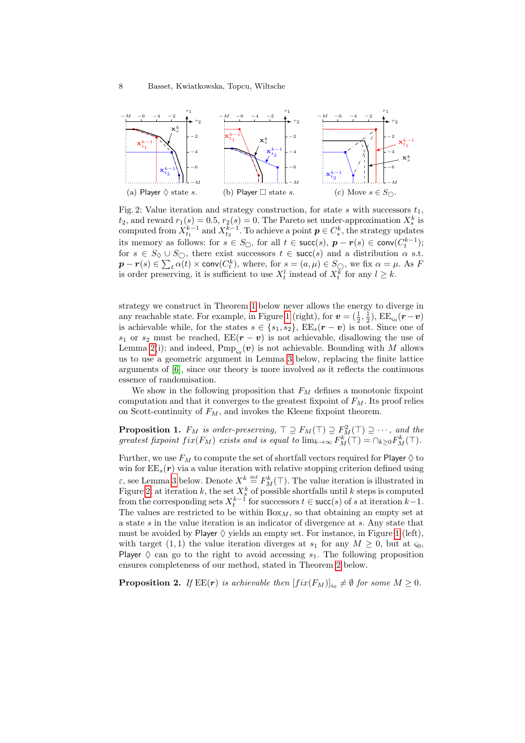(a) Player $\Diamond$ state $s$. (b) Player $\Box$ state $s$. (c) Move $s \in S_{\bigcirc}$.

Fig. 2: Value iteration and strategy construction, for state $s$ with successors $t_1$, $t_2$, and reward $r_1(s) = 0.5$, $r_2(s) = 0$. The Pareto set under-approximation $X_s^k$ is computed from $X_{t_1}^{k-1}$ and $X_{t_2}^{k-1}$. To achieve a point $\boldsymbol{p} \in C_s^k$, the strategy updates its memory as follows: for $s \in S_\Box$, for all $t \in \mathsf{succ}(s)$, $\boldsymbol{p} - \boldsymbol{r}(s) \in \mathsf{conv}(C_t^{k-1})$; for $s \in S_\Diamond \cup S_\bigcirc$, there exist successors $t \in \mathsf{succ}(s)$ and a distribution $\alpha$ s.t. $\boldsymbol{p} - \boldsymbol{r}(s) \in \sum_t \alpha(t) \times \mathsf{conv}(C_t^k)$, where, for $s = (a, \mu) \in S_\bigcirc$, we fix $\alpha = \mu$. As $F$ is order preserving, it is sufficient to use $X_t^l$ instead of $X_t^k$ for any $l \geq k$.

strategy we construct in Theorem 1 below never allows the energy to diverge in any reachable state. For example, in Figure 1 (right), for $\boldsymbol{v} = (\frac{1}{2}, \frac{1}{2})$, $\mathrm{EE}_{\varsigma_0}(\boldsymbol{r} - \boldsymbol{v})$ is achievable while, for the states $s \in \{s_1, s_2\}$, $\mathrm{EE}_s(\boldsymbol{r} - \boldsymbol{v})$ is not. Since one of $s_1$ or $s_2$ must be reached, $\mathrm{EE}(\boldsymbol{r} - \boldsymbol{v})$ is not achievable, disallowing the use of Lemma 2(i); and indeed, $\mathrm{Pmp}_{\varsigma_0}(\boldsymbol{v})$ is not achievable. Bounding with $M$ allows us to use a geometric argument in Lemma 3 below, replacing the finite lattice arguments of [6], since our theory is more involved as it reflects the continuous essence of randomisation.

We show in the following proposition that $F_M$ defines a monotonic fixpoint computation and that it converges to the greatest fixpoint of $F_M$. Its proof relies on Scott-continuity of $F_M$, and invokes the Kleene fixpoint theorem.

**Proposition 1.** *$F_M$ is order-preserving, $\top \supseteq F_M(\top) \supseteq F_M^2(\top) \supseteq \cdots$, and the greatest fixpoint $fix(F_M)$ exists and is equal to $\lim_{k\to\infty} F_M^k(\top) = \cap_{k\geq 0} F_M^k(\top)$.*

Further, we use $F_M$ to compute the set of shortfall vectors required for Player $\Diamond$ to win for $\mathrm{EE}_s(\boldsymbol{r})$ via a value iteration with relative stopping criterion defined using $\varepsilon$, see Lemma 3 below. Denote $X^k \stackrel{\text{def}}{=} F_M^k(\top)$. The value iteration is illustrated in Figure 2: at iteration $k$, the set $X_s^k$ of possible shortfalls until $k$ steps is computed from the corresponding sets $X_t^{k-1}$ for successors $t \in \mathsf{succ}(s)$ of $s$ at iteration $k-1$. The values are restricted to be within $\mathrm{Box}_M$, so that obtaining an empty set at a state $s$ in the value iteration is an indicator of divergence at $s$. Any state that must be avoided by Player $\Diamond$ yields an empty set. For instance, in Figure 1 (left), with target $(1, 1)$ the value iteration diverges at $s_1$ for any $M \geq 0$, but at $\varsigma_0$, Player $\Diamond$ can go to the right to avoid accessing $s_1$. The following proposition ensures completeness of our method, stated in Theorem 2 below.

**Proposition 2.** *If $\mathrm{EE}(\boldsymbol{r})$ is achievable then $[fix(F_M)]_{\varsigma_0} \neq \emptyset$ for some $M \geq 0$.*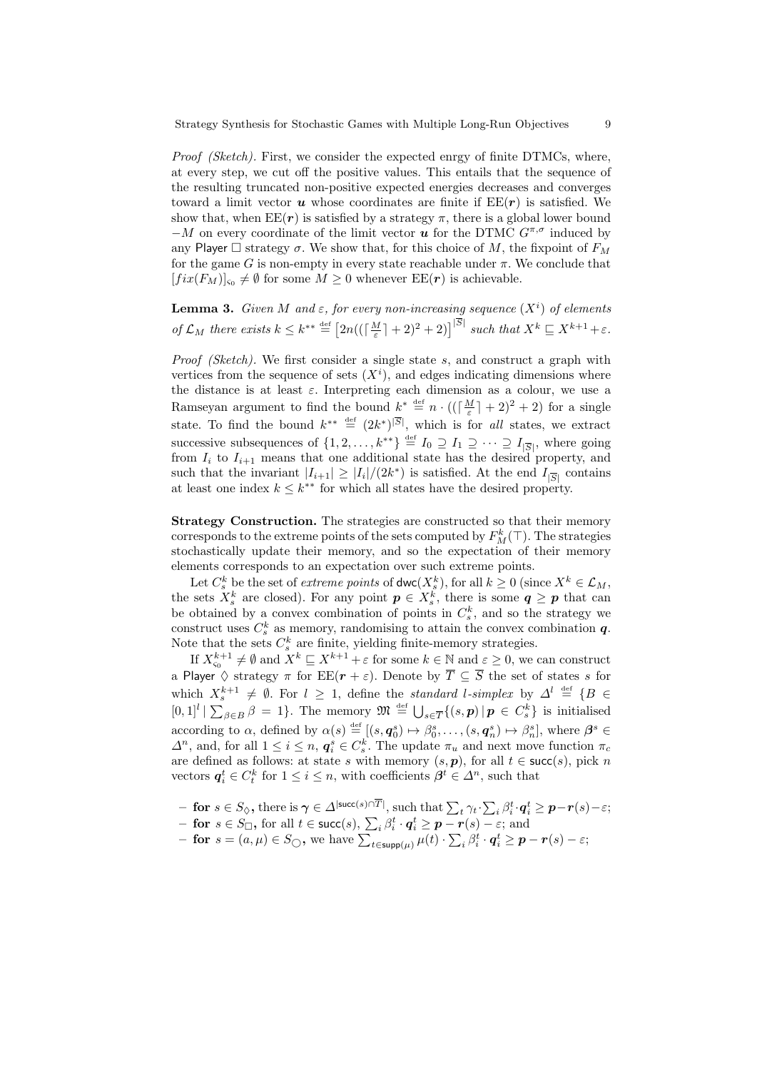*Proof (Sketch).* First, we consider the expected enrgy of finite DTMCs, where, at every step, we cut off the positive values. This entails that the sequence of the resulting truncated non-positive expected energies decreases and converges toward a limit vector $\boldsymbol{u}$ whose coordinates are finite if $\mathrm{EE}(\boldsymbol{r})$ is satisfied. We show that, when $\mathrm{EE}(\boldsymbol{r})$ is satisfied by a strategy $\pi$, there is a global lower bound $-M$ on every coordinate of the limit vector $\boldsymbol{u}$ for the DTMC $G^{\pi,\sigma}$ induced by any Player $\Box$ strategy $\sigma$. We show that, for this choice of $M$, the fixpoint of $F_M$ for the game $G$ is non-empty in every state reachable under $\pi$. We conclude that $[fix(F_M)]_{\varsigma_0} \neq \emptyset$ for some $M \geq 0$ whenever $\mathrm{EE}(\boldsymbol{r})$ is achievable.

**Lemma 3.** *Given $M$ and $\varepsilon$, for every non-increasing sequence $(X^i)$ of elements of $\mathcal{L}_M$ there exists $k \leq k^{**} \stackrel{\text{def}}{=} \left[2n((\lceil \frac{M}{\varepsilon} \rceil + 2)^2 + 2)\right]^{|\overline{S}|}$ such that $X^k \sqsubseteq X^{k+1} + \varepsilon$.*

*Proof (Sketch).* We first consider a single state $s$, and construct a graph with vertices from the sequence of sets $(X^i)$, and edges indicating dimensions where the distance is at least $\varepsilon$. Interpreting each dimension as a colour, we use a Ramseyan argument to find the bound $k^* \stackrel{\text{def}}{=} n \cdot ((\lceil \frac{M}{\varepsilon} \rceil + 2)^2 + 2)$ for a single state. To find the bound $k^{**} \stackrel{\text{def}}{=} (2k^*)^{|\overline{S}|}$, which is for *all* states, we extract successive subsequences of $\{1, 2, \ldots, k^{**}\} \stackrel{\text{def}}{=} I_0 \supseteq I_1 \supseteq \cdots \supseteq I_{|\overline{S}|}$, where going from $I_i$ to $I_{i+1}$ means that one additional state has the desired property, and such that the invariant $|I_{i+1}| \geq |I_i|/(2k^*)$ is satisfied. At the end $I_{|\overline{S}|}$ contains at least one index $k \leq k^{**}$ for which all states have the desired property.

**Strategy Construction.** The strategies are constructed so that their memory corresponds to the extreme points of the sets computed by $F_M^k(\top)$. The strategies stochastically update their memory, and so the expectation of their memory elements corresponds to an expectation over such extreme points.

Let $C_s^k$ be the set of *extreme points* of $\mathsf{dwc}(X_s^k)$, for all $k \geq 0$ (since $X^k \in \mathcal{L}_M$, the sets $X_s^k$ are closed). For any point $\boldsymbol{p} \in X_s^k$, there is some $\boldsymbol{q} \geq \boldsymbol{p}$ that can be obtained by a convex combination of points in $C_s^k$, and so the strategy we construct uses $C_s^k$ as memory, randomising to attain the convex combination $\boldsymbol{q}$. Note that the sets $C_s^k$ are finite, yielding finite-memory strategies.

If $X_{\varsigma_0}^{k+1} \neq \emptyset$ and $X^k \sqsubseteq X^{k+1} + \varepsilon$ for some $k \in \mathbb{N}$ and $\varepsilon \geq 0$, we can construct a Player $\Diamond$ strategy $\pi$ for $\mathrm{EE}(\boldsymbol{r} + \varepsilon)$. Denote by $\overline{T} \subseteq \overline{S}$ the set of states $s$ for which $X_s^{k+1} \neq \emptyset$. For $l \geq 1$, define the *standard $l$-simplex* by $\Delta^l \stackrel{\text{def}}{=} \{B \in [0,1]^l \mid \sum_{\beta \in B} \beta = 1\}$. The memory $\mathfrak{M} \stackrel{\text{def}}{=} \bigcup_{s \in \overline{T}} \{(s, \boldsymbol{p}) \mid \boldsymbol{p} \in C_s^k\}$ is initialised according to $\alpha$, defined by $\alpha(s) \stackrel{\text{def}}{=} [(s, \boldsymbol{q}_0^s) \mapsto \beta_0^s, \ldots, (s, \boldsymbol{q}_n^s) \mapsto \beta_n^s]$, where $\boldsymbol{\beta}^s \in \Delta^n$, and, for all $1 \leq i \leq n$, $\boldsymbol{q}_i^s \in C_s^k$. The update $\pi_u$ and next move function $\pi_c$ are defined as follows: at state $s$ with memory $(s, \boldsymbol{p})$, for all $t \in \mathsf{succ}(s)$, pick $n$ vectors $\boldsymbol{q}_i^t \in C_t^k$ for $1 \leq i \leq n$, with coefficients $\boldsymbol{\beta}^t \in \Delta^n$, such that

- **for** $s \in S_\Diamond$**,** there is $\boldsymbol{\gamma} \in \Delta^{|\mathsf{succ}(s) \cap \overline{T}|}$, such that $\sum_t \gamma_t \cdot \sum_i \beta_i^t \cdot \boldsymbol{q}_i^t \geq \boldsymbol{p} - \boldsymbol{r}(s) - \varepsilon$;
- **for** $s \in S_\Box$, for all $t \in \mathsf{succ}(s)$, $\sum_i \beta_i^t \cdot \boldsymbol{q}_i^t \geq \boldsymbol{p} - \boldsymbol{r}(s) - \varepsilon$; and
- **for** $s = (a, \mu) \in S_\bigcirc$**,** we have $\sum_{t \in \mathsf{supp}(\mu)} \mu(t) \cdot \sum_i \beta_i^t \cdot \boldsymbol{q}_i^t \geq \boldsymbol{p} - \boldsymbol{r}(s) - \varepsilon$;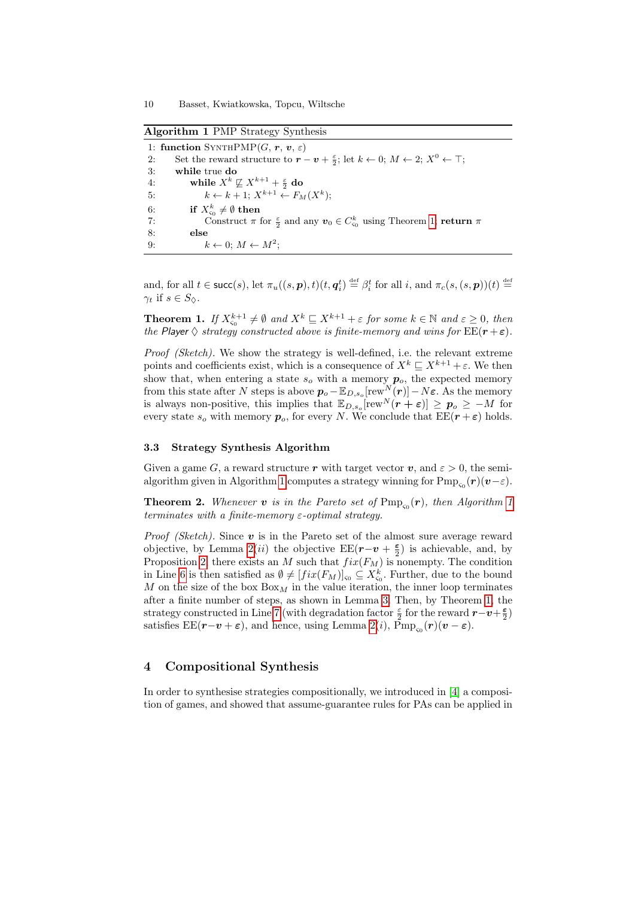**Algorithm 1** PMP Strategy Synthesis

```
1: function SynthPMP(G, r, v, ε)
2:     Set the reward structure to r − v + ε/2; let k ← 0; M ← 2; X^0 ← ⊤;
3:     while true do
4:         while X^k ⋢ X^{k+1} + ε/2 do
5:             k ← k + 1; X^{k+1} ← F_M(X^k);
6:         if X^k_{ς0} ≠ ∅ then
7:             Construct π for ε/2 and any v_0 ∈ C^k_{ς0} using Theorem 1; return π
8:         else
9:             k ← 0; M ← M^2;
```

and, for all $t \in \mathsf{succ}(s)$, let $\pi_u((s,\boldsymbol{p}),t)(t,\boldsymbol{q}_i^t) \stackrel{\text{def}}{=} \beta_i^t$ for all $i$, and $\pi_c(s,(s,\boldsymbol{p}))(t) \stackrel{\text{def}}{=} \gamma_t$ if $s \in S_\Diamond$.

**Theorem 1.** *If $X^{k+1}_{\varsigma_0} \neq \emptyset$ and $X^k \sqsubseteq X^{k+1} + \varepsilon$ for some $k \in \mathbb{N}$ and $\varepsilon \geq 0$, then the Player $\Diamond$ strategy constructed above is finite-memory and wins for $\mathrm{EE}(\boldsymbol{r}+\boldsymbol{\varepsilon})$.*

*Proof (Sketch).* We show the strategy is well-defined, i.e. the relevant extreme points and coefficients exist, which is a consequence of $X^k \sqsubseteq X^{k+1}+\varepsilon$. We then show that, when entering a state $s_o$ with a memory $\boldsymbol{p}_o$, the expected memory from this state after $N$ steps is above $\boldsymbol{p}_o - \mathbb{E}_{D,s_o}[\mathrm{rew}^N(\boldsymbol{r})] - N\boldsymbol{\varepsilon}$. As the memory is always non-positive, this implies that $\mathbb{E}_{D,s_o}[\mathrm{rew}^N(\boldsymbol{r}+\boldsymbol{\varepsilon})] \geq \boldsymbol{p}_o \geq -M$ for every state $s_o$ with memory $\boldsymbol{p}_o$, for every $N$. We conclude that $\mathrm{EE}(\boldsymbol{r}+\boldsymbol{\varepsilon})$ holds.

### 3.3 Strategy Synthesis Algorithm

Given a game $G$, a reward structure $\boldsymbol{r}$ with target vector $\boldsymbol{v}$, and $\varepsilon > 0$, the semi-algorithm given in Algorithm 1 computes a strategy winning for $\mathrm{Pmp}_{\varsigma_0}(\boldsymbol{r})(\boldsymbol{v}-\varepsilon)$.

**Theorem 2.** *Whenever $\boldsymbol{v}$ is in the Pareto set of $\mathrm{Pmp}_{\varsigma_0}(\boldsymbol{r})$, then Algorithm 1 terminates with a finite-memory $\varepsilon$-optimal strategy.*

*Proof (Sketch).* Since $\boldsymbol{v}$ is in the Pareto set of the almost sure average reward objective, by Lemma 2(*ii*) the objective $\mathrm{EE}(\boldsymbol{r}-\boldsymbol{v}+\frac{\boldsymbol{\varepsilon}}{2})$ is achievable, and, by Proposition 2, there exists an $M$ such that $fix(F_M)$ is nonempty. The condition in Line 6 is then satisfied as $\emptyset \neq [fix(F_M)]_{\varsigma_0} \subseteq X^k_{\varsigma_0}$. Further, due to the bound $M$ on the size of the box $\mathrm{Box}_M$ in the value iteration, the inner loop terminates after a finite number of steps, as shown in Lemma 3. Then, by Theorem 1, the strategy constructed in Line 7 (with degradation factor $\frac{\varepsilon}{2}$ for the reward $\boldsymbol{r}-\boldsymbol{v}+\frac{\boldsymbol{\varepsilon}}{2}$) satisfies $\mathrm{EE}(\boldsymbol{r}-\boldsymbol{v}+\boldsymbol{\varepsilon})$, and hence, using Lemma 2(*i*), $\mathrm{Pmp}_{\varsigma_0}(\boldsymbol{r})(\boldsymbol{v}-\boldsymbol{\varepsilon})$.

## 4 Compositional Synthesis

In order to synthesise strategies compositionally, we introduced in [4] a composition of games, and showed that assume-guarantee rules for PAs can be applied in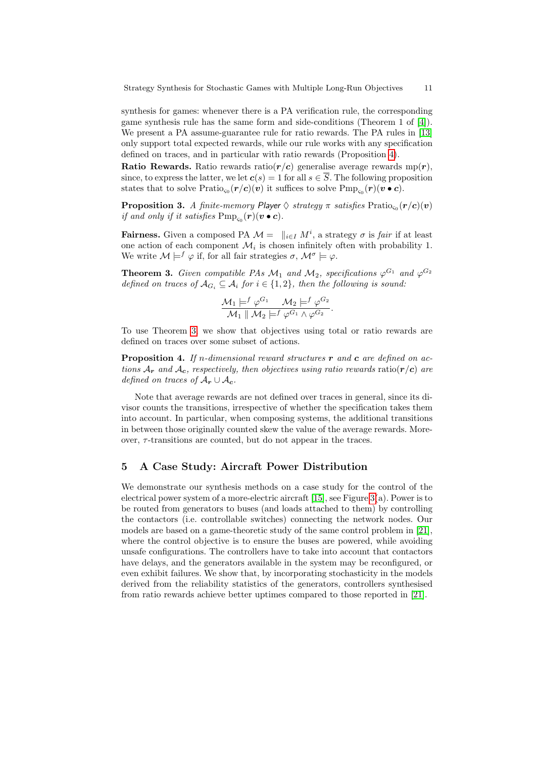synthesis for games: whenever there is a PA verification rule, the corresponding game synthesis rule has the same form and side-conditions (Theorem 1 of [4]). We present a PA assume-guarantee rule for ratio rewards. The PA rules in [13] only support total expected rewards, while our rule works with any specification defined on traces, and in particular with ratio rewards (Proposition 4).

**Ratio Rewards.** Ratio rewards $\mathrm{ratio}(\boldsymbol{r}/\boldsymbol{c})$ generalise average rewards $\mathrm{mp}(\boldsymbol{r})$, since, to express the latter, we let $\boldsymbol{c}(s) = 1$ for all $s \in \overline{S}$. The following proposition states that to solve $\mathrm{Pratio}_{\varsigma_0}(\boldsymbol{r}/\boldsymbol{c})(\boldsymbol{v})$ it suffices to solve $\mathrm{Pmp}_{\varsigma_0}(\boldsymbol{r})(\boldsymbol{v} \bullet \boldsymbol{c})$.

**Proposition 3.** *A finite-memory Player $\Diamond$ strategy $\pi$ satisfies $\mathrm{Pratio}_{\varsigma_0}(\boldsymbol{r}/\boldsymbol{c})(\boldsymbol{v})$ if and only if it satisfies $\mathrm{Pmp}_{\varsigma_0}(\boldsymbol{r})(\boldsymbol{v} \bullet \boldsymbol{c})$.*

**Fairness.** Given a composed PA $\mathcal{M} = \ \|_{i \in I} M^i$, a strategy $\sigma$ is *fair* if at least one action of each component $\mathcal{M}_i$ is chosen infinitely often with probability 1. We write $\mathcal{M} \models^f \varphi$ if, for all fair strategies $\sigma$, $\mathcal{M}^\sigma \models \varphi$.

**Theorem 3.** *Given compatible PAs $\mathcal{M}_1$ and $\mathcal{M}_2$, specifications $\varphi^{G_1}$ and $\varphi^{G_2}$ defined on traces of $\mathcal{A}_{G_i} \subseteq \mathcal{A}_i$ for $i \in \{1, 2\}$, then the following is sound:*

$$\frac{\mathcal{M}_1 \models^f \varphi^{G_1} \quad \mathcal{M}_2 \models^f \varphi^{G_2}}{\mathcal{M}_1 \parallel \mathcal{M}_2 \models^f \varphi^{G_1} \wedge \varphi^{G_2}}.$$

To use Theorem 3, we show that objectives using total or ratio rewards are defined on traces over some subset of actions.

**Proposition 4.** *If $n$-dimensional reward structures $\boldsymbol{r}$ and $\boldsymbol{c}$ are defined on actions $\mathcal{A}_{\boldsymbol{r}}$ and $\mathcal{A}_{\boldsymbol{c}}$, respectively, then objectives using ratio rewards $\mathrm{ratio}(\boldsymbol{r}/\boldsymbol{c})$ are defined on traces of $\mathcal{A}_{\boldsymbol{r}} \cup \mathcal{A}_{\boldsymbol{c}}$.*

Note that average rewards are not defined over traces in general, since its divisor counts the transitions, irrespective of whether the specification takes them into account. In particular, when composing systems, the additional transitions in between those originally counted skew the value of the average rewards. Moreover, $\tau$-transitions are counted, but do not appear in the traces.

## 5 A Case Study: Aircraft Power Distribution

We demonstrate our synthesis methods on a case study for the control of the electrical power system of a more-electric aircraft [15], see Figure 3(a). Power is to be routed from generators to buses (and loads attached to them) by controlling the contactors (i.e. controllable switches) connecting the network nodes. Our models are based on a game-theoretic study of the same control problem in [21], where the control objective is to ensure the buses are powered, while avoiding unsafe configurations. The controllers have to take into account that contactors have delays, and the generators available in the system may be reconfigured, or even exhibit failures. We show that, by incorporating stochasticity in the models derived from the reliability statistics of the generators, controllers synthesised from ratio rewards achieve better uptimes compared to those reported in [21].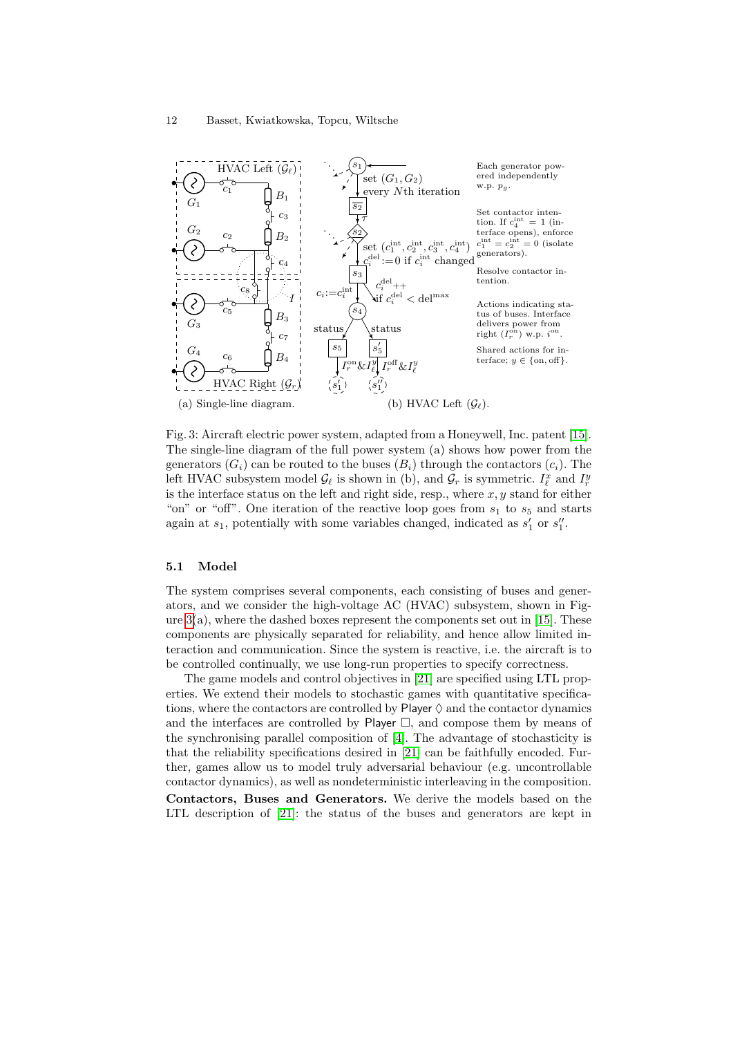Fig. 3: Aircraft electric power system, adapted from a Honeywell, Inc. patent [15]. The single-line diagram of the full power system (a) shows how power from the generators ($G_i$) can be routed to the buses ($B_i$) through the contactors ($c_i$). The left HVAC subsystem model $\mathcal{G}_\ell$ is shown in (b), and $\mathcal{G}_r$ is symmetric. $I_\ell^x$ and $I_r^y$ is the interface status on the left and right side, resp., where $x, y$ stand for either "on" or "off". One iteration of the reactive loop goes from $s_1$ to $s_5$ and starts again at $s_1$, potentially with some variables changed, indicated as $s_1'$ or $s_1''$.

### 5.1 Model

The system comprises several components, each consisting of buses and generators, and we consider the high-voltage AC (HVAC) subsystem, shown in Figure 3(a), where the dashed boxes represent the components set out in [15]. These components are physically separated for reliability, and hence allow limited interaction and communication. Since the system is reactive, i.e. the aircraft is to be controlled continually, we use long-run properties to specify correctness.

The game models and control objectives in [21] are specified using LTL properties. We extend their models to stochastic games with quantitative specifications, where the contactors are controlled by Player $\Diamond$ and the contactor dynamics and the interfaces are controlled by Player $\Box$, and compose them by means of the synchronising parallel composition of [4]. The advantage of stochasticity is that the reliability specifications desired in [21] can be faithfully encoded. Further, games allow us to model truly adversarial behaviour (e.g. uncontrollable contactor dynamics), as well as nondeterministic interleaving in the composition.

**Contactors, Buses and Generators.** We derive the models based on the LTL description of [21]: the status of the buses and generators are kept in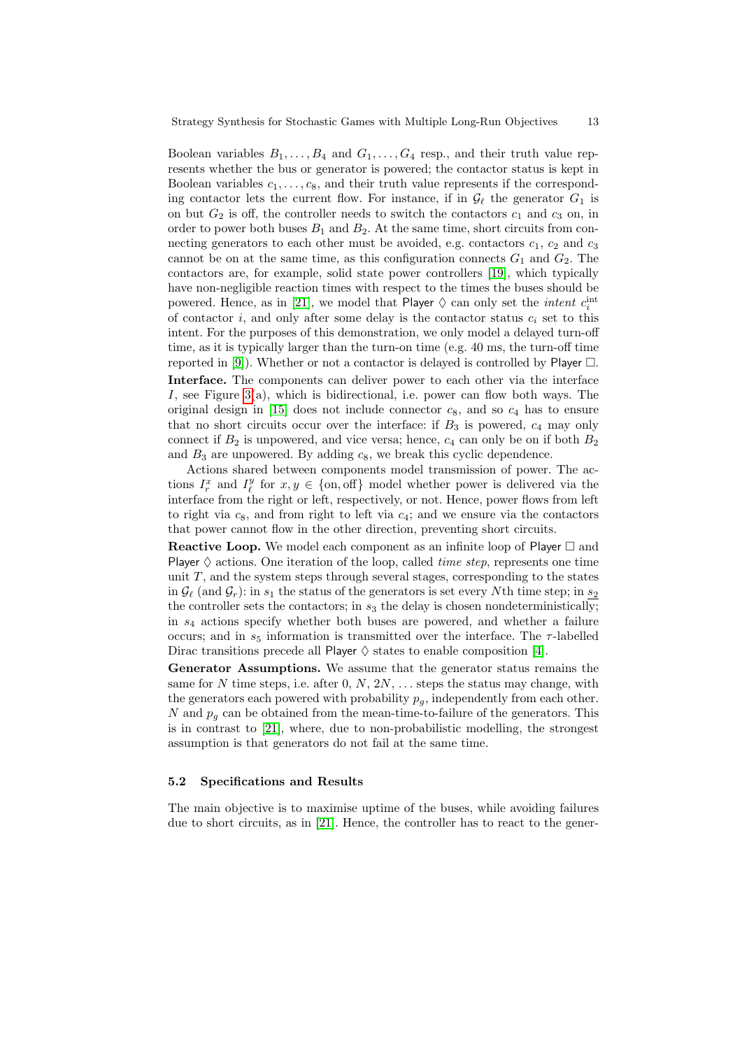Boolean variables $B_1, \ldots, B_4$ and $G_1, \ldots, G_4$ resp., and their truth value represents whether the bus or generator is powered; the contactor status is kept in Boolean variables $c_1, \ldots, c_8$, and their truth value represents if the corresponding contactor lets the current flow. For instance, if in $\mathcal{G}_\ell$ the generator $G_1$ is on but $G_2$ is off, the controller needs to switch the contactors $c_1$ and $c_3$ on, in order to power both buses $B_1$ and $B_2$. At the same time, short circuits from connecting generators to each other must be avoided, e.g. contactors $c_1$, $c_2$ and $c_3$ cannot be on at the same time, as this configuration connects $G_1$ and $G_2$. The contactors are, for example, solid state power controllers [19], which typically have non-negligible reaction times with respect to the times the buses should be powered. Hence, as in [21], we model that Player $\Diamond$ can only set the *intent* $c_i^{\text{int}}$ of contactor $i$, and only after some delay is the contactor status $c_i$ set to this intent. For the purposes of this demonstration, we only model a delayed turn-off time, as it is typically larger than the turn-on time (e.g. 40 ms, the turn-off time reported in [9]). Whether or not a contactor is delayed is controlled by Player $\Box$.

**Interface.** The components can deliver power to each other via the interface $I$, see Figure 3(a), which is bidirectional, i.e. power can flow both ways. The original design in [15] does not include connector $c_8$, and so $c_4$ has to ensure that no short circuits occur over the interface: if $B_3$ is powered, $c_4$ may only connect if $B_2$ is unpowered, and vice versa; hence, $c_4$ can only be on if both $B_2$ and $B_3$ are unpowered. By adding $c_8$, we break this cyclic dependence.

Actions shared between components model transmission of power. The actions $I_r^x$ and $I_\ell^y$ for $x, y \in \{\text{on}, \text{off}\}$ model whether power is delivered via the interface from the right or left, respectively, or not. Hence, power flows from left to right via $c_8$, and from right to left via $c_4$; and we ensure via the contactors that power cannot flow in the other direction, preventing short circuits.

**Reactive Loop.** We model each component as an infinite loop of Player $\Box$ and Player $\Diamond$ actions. One iteration of the loop, called *time step*, represents one time unit $T$, and the system steps through several stages, corresponding to the states in $\mathcal{G}_\ell$ (and $\mathcal{G}_r$): in $s_1$ the status of the generators is set every $N$th time step; in $s_2$ the controller sets the contactors; in $s_3$ the delay is chosen nondeterministically; in $s_4$ actions specify whether both buses are powered, and whether a failure occurs; and in $s_5$ information is transmitted over the interface. The $\tau$-labelled Dirac transitions precede all Player $\Diamond$ states to enable composition [4].

**Generator Assumptions.** We assume that the generator status remains the same for $N$ time steps, i.e. after $0, N, 2N, \ldots$ steps the status may change, with the generators each powered with probability $p_g$, independently from each other. $N$ and $p_g$ can be obtained from the mean-time-to-failure of the generators. This is in contrast to [21], where, due to non-probabilistic modelling, the strongest assumption is that generators do not fail at the same time.

### 5.2 Specifications and Results

The main objective is to maximise uptime of the buses, while avoiding failures due to short circuits, as in [21]. Hence, the controller has to react to the gener-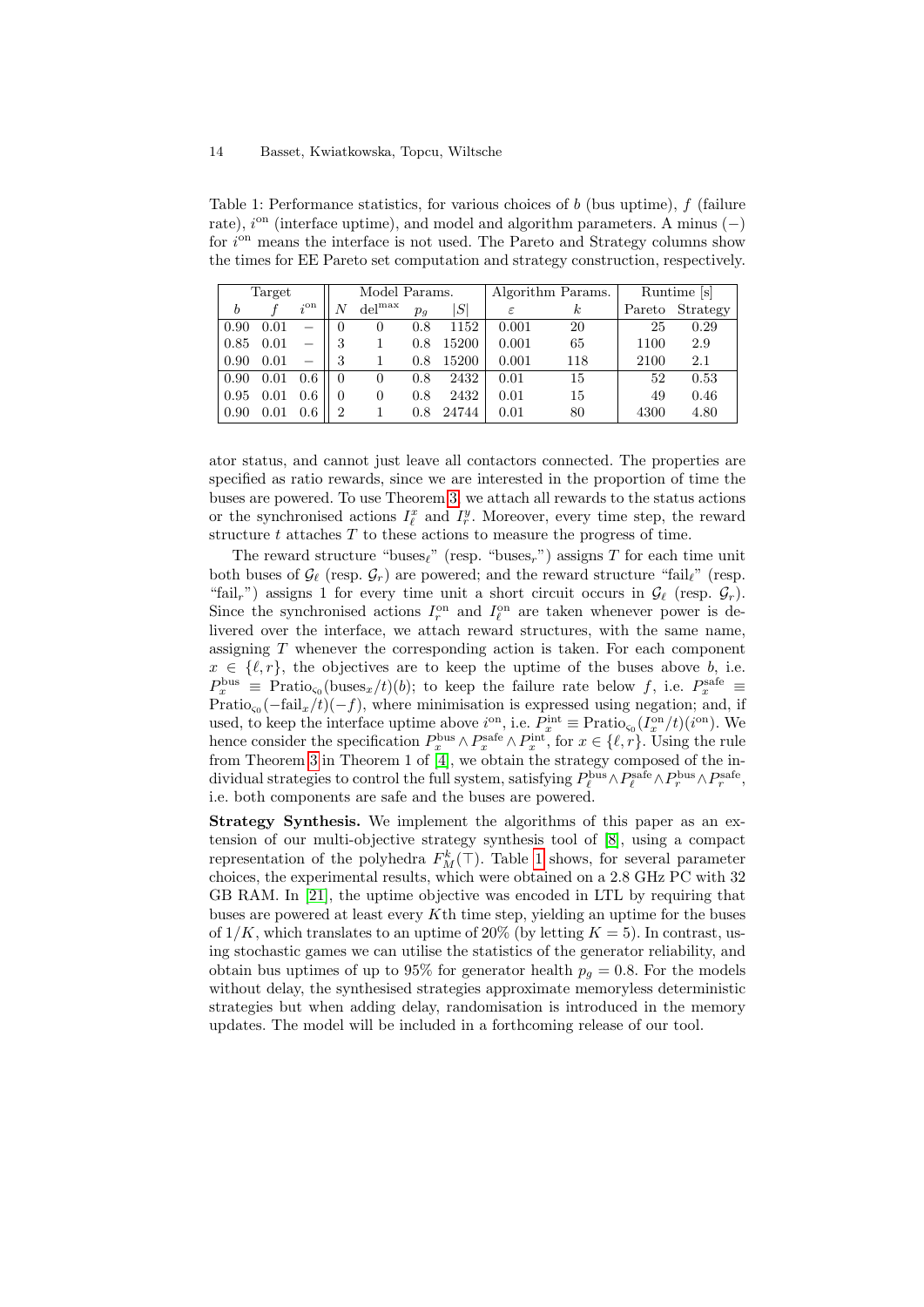Table 1: Performance statistics, for various choices of $b$ (bus uptime), $f$ (failure rate), $i^{\text{on}}$ (interface uptime), and model and algorithm parameters. A minus $(-)$ for $i^{\text{on}}$ means the interface is not used. The Pareto and Strategy columns show the times for EE Pareto set computation and strategy construction, respectively.

| Target | | | Model Params. | | | | Algorithm Params. | | Runtime [s] | |
|---|---|---|---|---|---|---|---|---|---|---|
| $b$ | $f$ | $i^{\text{on}}$ | $N$ | $\text{del}^{\max}$ | $p_g$ | $\lvert S\rvert$ | $\varepsilon$ | $k$ | Pareto | Strategy |
| 0.90 | 0.01 | $-$ | 0 | 0 | 0.8 | 1152 | 0.001 | 20 | 25 | 0.29 |
| 0.85 | 0.01 | $-$ | 3 | 1 | 0.8 | 15200 | 0.001 | 65 | 1100 | 2.9 |
| 0.90 | 0.01 | $-$ | 3 | 1 | 0.8 | 15200 | 0.001 | 118 | 2100 | 2.1 |
| 0.90 | 0.01 | 0.6 | 0 | 0 | 0.8 | 2432 | 0.01 | 15 | 52 | 0.53 |
| 0.95 | 0.01 | 0.6 | 0 | 0 | 0.8 | 2432 | 0.01 | 15 | 49 | 0.46 |
| 0.90 | 0.01 | 0.6 | 2 | 1 | 0.8 | 24744 | 0.01 | 80 | 4300 | 4.80 |

ator status, and cannot just leave all contactors connected. The properties are specified as ratio rewards, since we are interested in the proportion of time the buses are powered. To use Theorem 3, we attach all rewards to the status actions or the synchronised actions $I^x_\ell$ and $I^y_r$. Moreover, every time step, the reward structure $t$ attaches $T$ to these actions to measure the progress of time.

The reward structure "buses$_\ell$" (resp. "buses$_r$") assigns $T$ for each time unit both buses of $\mathcal{G}_\ell$ (resp. $\mathcal{G}_r$) are powered; and the reward structure "fail$_\ell$" (resp. "fail$_r$") assigns 1 for every time unit a short circuit occurs in $\mathcal{G}_\ell$ (resp. $\mathcal{G}_r$). Since the synchronised actions $I^{\text{on}}_r$ and $I^{\text{on}}_\ell$ are taken whenever power is delivered over the interface, we attach reward structures, with the same name, assigning $T$ whenever the corresponding action is taken. For each component $x \in \{\ell, r\}$, the objectives are to keep the uptime of the buses above $b$, i.e. $P^{\text{bus}}_x \equiv \text{Pratio}_{\varsigma_0}(\text{buses}_x/t)(b)$; to keep the failure rate below $f$, i.e. $P^{\text{safe}}_x \equiv \text{Pratio}_{\varsigma_0}(-\text{fail}_x/t)(-f)$, where minimisation is expressed using negation; and, if used, to keep the interface uptime above $i^{\text{on}}$, i.e. $P^{\text{int}}_x \equiv \text{Pratio}_{\varsigma_0}(I^{\text{on}}_x/t)(i^{\text{on}})$. We hence consider the specification $P^{\text{bus}}_x \wedge P^{\text{safe}}_x \wedge P^{\text{int}}_x$, for $x \in \{\ell, r\}$. Using the rule from Theorem 3 in Theorem 1 of [4], we obtain the strategy composed of the individual strategies to control the full system, satisfying $P^{\text{bus}}_\ell \wedge P^{\text{safe}}_\ell \wedge P^{\text{bus}}_r \wedge P^{\text{safe}}_r$, i.e. both components are safe and the buses are powered.

**Strategy Synthesis.** We implement the algorithms of this paper as an extension of our multi-objective strategy synthesis tool of [8], using a compact representation of the polyhedra $F^k_M(\top)$. Table 1 shows, for several parameter choices, the experimental results, which were obtained on a 2.8 GHz PC with 32 GB RAM. In [21], the uptime objective was encoded in LTL by requiring that buses are powered at least every $K$th time step, yielding an uptime for the buses of $1/K$, which translates to an uptime of 20% (by letting $K = 5$). In contrast, using stochastic games we can utilise the statistics of the generator reliability, and obtain bus uptimes of up to 95% for generator health $p_g = 0.8$. For the models without delay, the synthesised strategies approximate memoryless deterministic strategies but when adding delay, randomisation is introduced in the memory updates. The model will be included in a forthcoming release of our tool.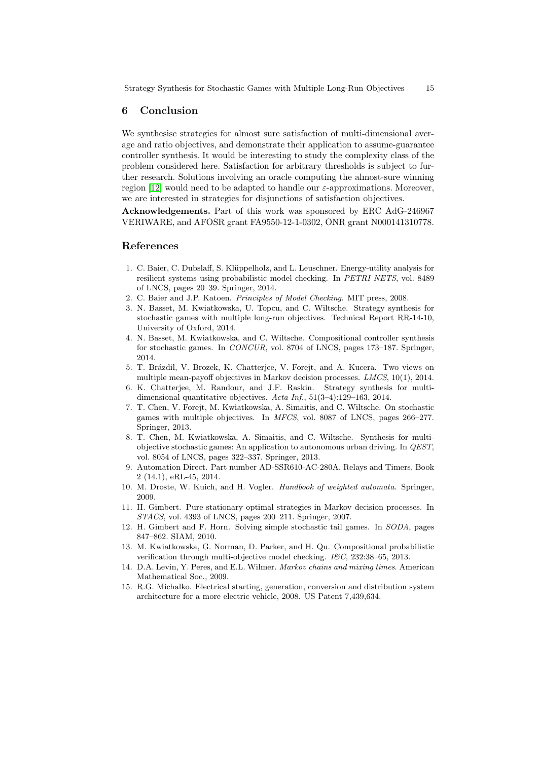## 6 Conclusion

We synthesise strategies for almost sure satisfaction of multi-dimensional average and ratio objectives, and demonstrate their application to assume-guarantee controller synthesis. It would be interesting to study the complexity class of the problem considered here. Satisfaction for arbitrary thresholds is subject to further research. Solutions involving an oracle computing the almost-sure winning region [12] would need to be adapted to handle our $\varepsilon$-approximations. Moreover, we are interested in strategies for disjunctions of satisfaction objectives.

**Acknowledgements.** Part of this work was sponsored by ERC AdG-246967 VERIWARE, and AFOSR grant FA9550-12-1-0302, ONR grant N000141310778.

## References

1. C. Baier, C. Dubslaff, S. Klüppelholz, and L. Leuschner. Energy-utility analysis for resilient systems using probabilistic model checking. In *PETRI NETS*, vol. 8489 of LNCS, pages 20–39. Springer, 2014.
2. C. Baier and J.P. Katoen. *Principles of Model Checking*. MIT press, 2008.
3. N. Basset, M. Kwiatkowska, U. Topcu, and C. Wiltsche. Strategy synthesis for stochastic games with multiple long-run objectives. Technical Report RR-14-10, University of Oxford, 2014.
4. N. Basset, M. Kwiatkowska, and C. Wiltsche. Compositional controller synthesis for stochastic games. In *CONCUR*, vol. 8704 of LNCS, pages 173–187. Springer, 2014.
5. T. Brázdil, V. Brozek, K. Chatterjee, V. Forejt, and A. Kucera. Two views on multiple mean-payoff objectives in Markov decision processes. *LMCS*, 10(1), 2014.
6. K. Chatterjee, M. Randour, and J.F. Raskin. Strategy synthesis for multi-dimensional quantitative objectives. *Acta Inf.*, 51(3–4):129–163, 2014.
7. T. Chen, V. Forejt, M. Kwiatkowska, A. Simaitis, and C. Wiltsche. On stochastic games with multiple objectives. In *MFCS*, vol. 8087 of LNCS, pages 266–277. Springer, 2013.
8. T. Chen, M. Kwiatkowska, A. Simaitis, and C. Wiltsche. Synthesis for multi-objective stochastic games: An application to autonomous urban driving. In *QEST*, vol. 8054 of LNCS, pages 322–337. Springer, 2013.
9. Automation Direct. Part number AD-SSR610-AC-280A, Relays and Timers, Book 2 (14.1), eRL-45, 2014.
10. M. Droste, W. Kuich, and H. Vogler. *Handbook of weighted automata*. Springer, 2009.
11. H. Gimbert. Pure stationary optimal strategies in Markov decision processes. In *STACS*, vol. 4393 of LNCS, pages 200–211. Springer, 2007.
12. H. Gimbert and F. Horn. Solving simple stochastic tail games. In *SODA*, pages 847–862. SIAM, 2010.
13. M. Kwiatkowska, G. Norman, D. Parker, and H. Qu. Compositional probabilistic verification through multi-objective model checking. *I&C*, 232:38–65, 2013.
14. D.A. Levin, Y. Peres, and E.L. Wilmer. *Markov chains and mixing times*. American Mathematical Soc., 2009.
15. R.G. Michalko. Electrical starting, generation, conversion and distribution system architecture for a more electric vehicle, 2008. US Patent 7,439,634.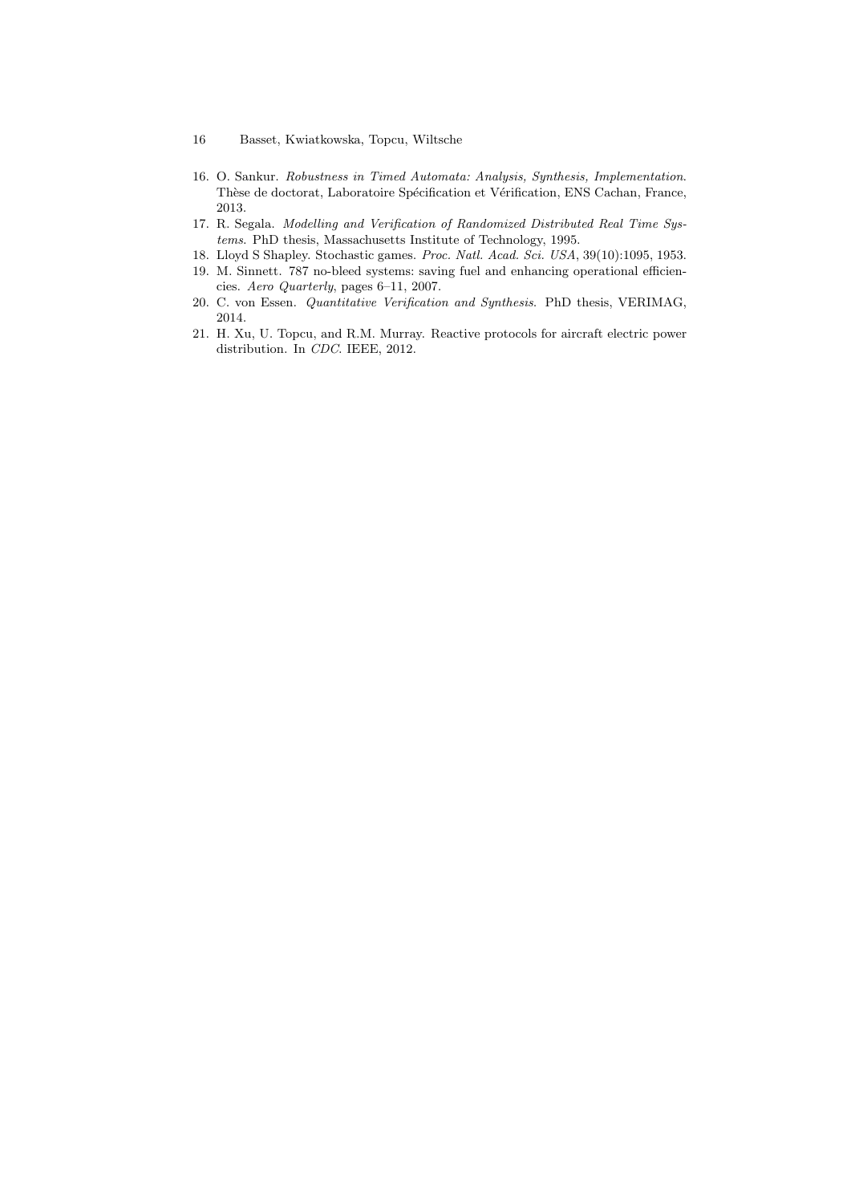16. O. Sankur. *Robustness in Timed Automata: Analysis, Synthesis, Implementation*. Thèse de doctorat, Laboratoire Spécification et Vérification, ENS Cachan, France, 2013.
17. R. Segala. *Modelling and Verification of Randomized Distributed Real Time Systems*. PhD thesis, Massachusetts Institute of Technology, 1995.
18. Lloyd S Shapley. Stochastic games. *Proc. Natl. Acad. Sci. USA*, 39(10):1095, 1953.
19. M. Sinnett. 787 no-bleed systems: saving fuel and enhancing operational efficiencies. *Aero Quarterly*, pages 6–11, 2007.
20. C. von Essen. *Quantitative Verification and Synthesis*. PhD thesis, VERIMAG, 2014.
21. H. Xu, U. Topcu, and R.M. Murray. Reactive protocols for aircraft electric power distribution. In *CDC*. IEEE, 2012.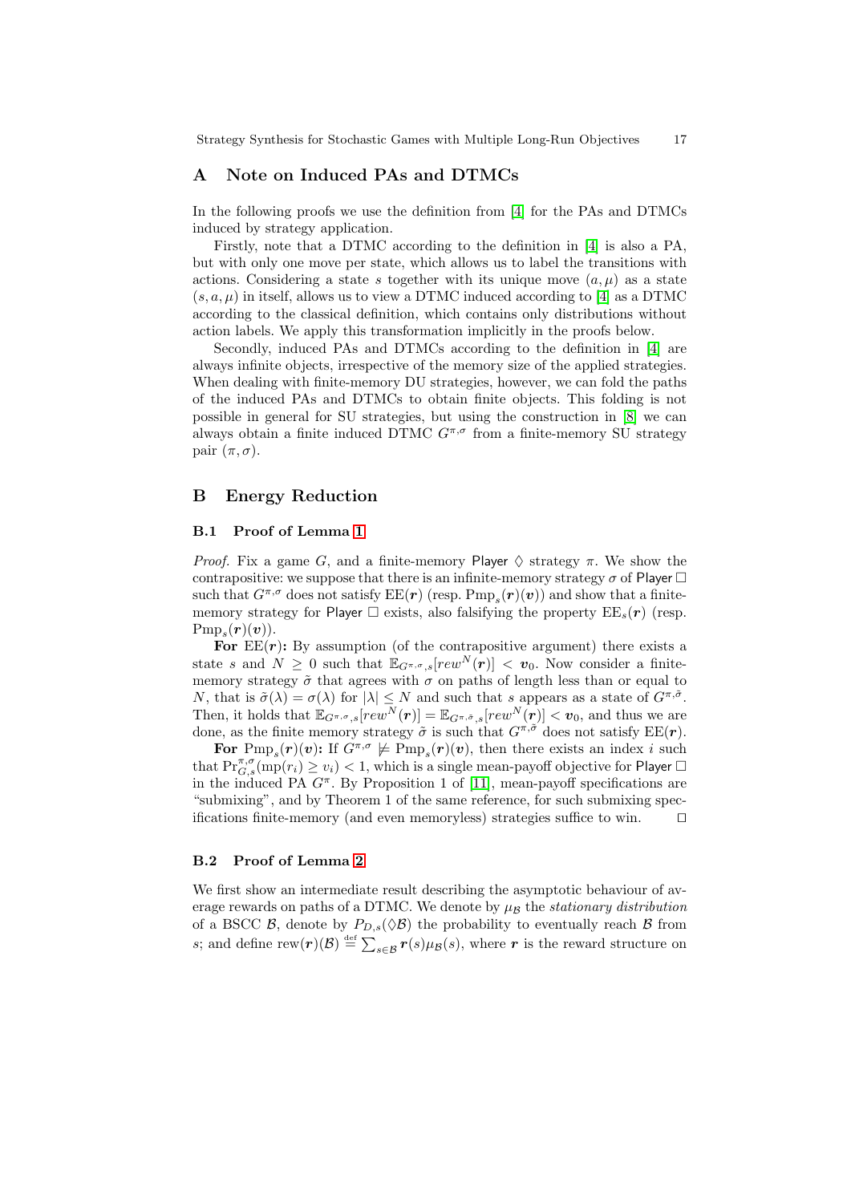## A Note on Induced PAs and DTMCs

In the following proofs we use the definition from [4] for the PAs and DTMCs induced by strategy application.

Firstly, note that a DTMC according to the definition in [4] is also a PA, but with only one move per state, which allows us to label the transitions with actions. Considering a state $s$ together with its unique move $(a, \mu)$ as a state $(s, a, \mu)$ in itself, allows us to view a DTMC induced according to [4] as a DTMC according to the classical definition, which contains only distributions without action labels. We apply this transformation implicitly in the proofs below.

Secondly, induced PAs and DTMCs according to the definition in [4] are always infinite objects, irrespective of the memory size of the applied strategies. When dealing with finite-memory DU strategies, however, we can fold the paths of the induced PAs and DTMCs to obtain finite objects. This folding is not possible in general for SU strategies, but using the construction in [8] we can always obtain a finite induced DTMC $G^{\pi,\sigma}$ from a finite-memory SU strategy pair $(\pi, \sigma)$.

## B Energy Reduction

### B.1 Proof of Lemma 1

*Proof.* Fix a game $G$, and a finite-memory Player $\Diamond$ strategy $\pi$. We show the contrapositive: we suppose that there is an infinite-memory strategy $\sigma$ of Player $\Box$ such that $G^{\pi,\sigma}$ does not satisfy $\mathrm{EE}(\boldsymbol{r})$ (resp. $\mathrm{Pmp}_s(\boldsymbol{r})(\boldsymbol{v})$) and show that a finite-memory strategy for Player $\Box$ exists, also falsifying the property $\mathrm{EE}_s(\boldsymbol{r})$ (resp. $\mathrm{Pmp}_s(\boldsymbol{r})(\boldsymbol{v})$).

**For $\mathrm{EE}(\boldsymbol{r})$:** By assumption (of the contrapositive argument) there exists a state $s$ and $N \geq 0$ such that $\mathbb{E}_{G^{\pi,\sigma},s}[rew^N(\boldsymbol{r})] < \boldsymbol{v}_0$. Now consider a finite-memory strategy $\tilde{\sigma}$ that agrees with $\sigma$ on paths of length less than or equal to $N$, that is $\tilde{\sigma}(\lambda) = \sigma(\lambda)$ for $|\lambda| \leq N$ and such that $s$ appears as a state of $G^{\pi,\tilde{\sigma}}$. Then, it holds that $\mathbb{E}_{G^{\pi,\sigma},s}[rew^N(\boldsymbol{r})] = \mathbb{E}_{G^{\pi,\tilde{\sigma}},s}[rew^N(\boldsymbol{r})] < \boldsymbol{v}_0$, and thus we are done, as the finite memory strategy $\tilde{\sigma}$ is such that $G^{\pi,\tilde{\sigma}}$ does not satisfy $\mathrm{EE}(\boldsymbol{r})$.

**For $\mathrm{Pmp}_s(\boldsymbol{r})(\boldsymbol{v})$:** If $G^{\pi,\sigma} \not\models \mathrm{Pmp}_s(\boldsymbol{r})(\boldsymbol{v})$, then there exists an index $i$ such that $\mathrm{Pr}^{\pi,\sigma}_{G,s}(\mathrm{mp}(r_i) \geq v_i) < 1$, which is a single mean-payoff objective for Player $\Box$ in the induced PA $G^{\pi}$. By Proposition 1 of [11], mean-payoff specifications are "submixing", and by Theorem 1 of the same reference, for such submixing specifications finite-memory (and even memoryless) strategies suffice to win. $\square$

### B.2 Proof of Lemma 2

We first show an intermediate result describing the asymptotic behaviour of average rewards on paths of a DTMC. We denote by $\mu_{\mathcal{B}}$ the *stationary distribution* of a BSCC $\mathcal{B}$, denote by $P_{D,s}(\Diamond\mathcal{B})$ the probability to eventually reach $\mathcal{B}$ from $s$; and define $\mathrm{rew}(\boldsymbol{r})(\mathcal{B}) \stackrel{\text{def}}{=} \sum_{s \in \mathcal{B}} \boldsymbol{r}(s)\mu_{\mathcal{B}}(s)$, where $\boldsymbol{r}$ is the reward structure on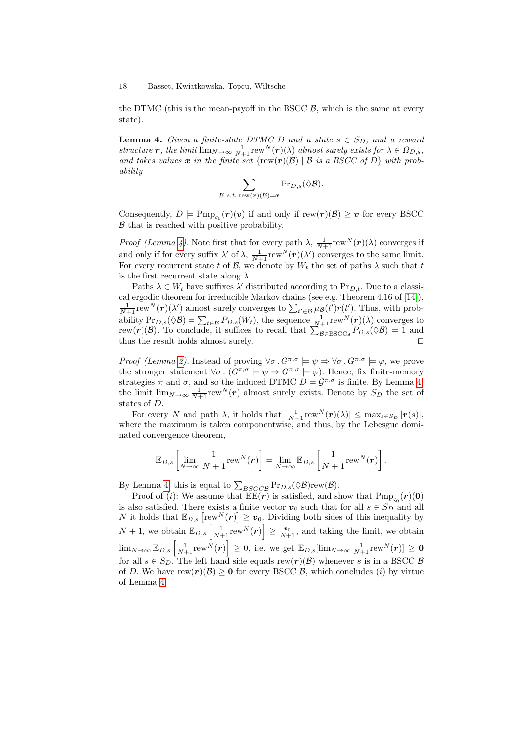the DTMC (this is the mean-payoff in the BSCC $\mathcal{B}$, which is the same at every state).

**Lemma 4.** *Given a finite-state DTMC $D$ and a state $s \in S_D$, and a reward structure $\boldsymbol{r}$, the limit $\lim_{N\to\infty} \frac{1}{N+1}\mathrm{rew}^N(\boldsymbol{r})(\lambda)$ almost surely exists for $\lambda \in \Omega_{D,s}$, and takes values $\boldsymbol{x}$ in the finite set $\{\mathrm{rew}(\boldsymbol{r})(\mathcal{B}) \mid \mathcal{B}$ is a BSCC of $D\}$ with probability*

$$\sum_{\mathcal{B} \text{ s.t. } \mathrm{rew}(\boldsymbol{r})(\mathcal{B})=\boldsymbol{x}} \mathrm{Pr}_{D,s}(\Diamond \mathcal{B}).$$

Consequently, $D \models \mathrm{Pmp}_{\varsigma_0}(\boldsymbol{r})(\boldsymbol{v})$ if and only if $\mathrm{rew}(\boldsymbol{r})(\mathcal{B}) \geq \boldsymbol{v}$ for every BSCC $\mathcal{B}$ that is reached with positive probability.

*Proof (Lemma 4).* Note first that for every path $\lambda$, $\frac{1}{N+1}\mathrm{rew}^N(\boldsymbol{r})(\lambda)$ converges if and only if for every suffix $\lambda'$ of $\lambda$, $\frac{1}{N+1}\mathrm{rew}^N(\boldsymbol{r})(\lambda')$ converges to the same limit. For every recurrent state $t$ of $\mathcal{B}$, we denote by $W_t$ the set of paths $\lambda$ such that $t$ is the first recurrent state along $\lambda$.

Paths $\lambda \in W_t$ have suffixes $\lambda'$ distributed according to $\mathrm{Pr}_{D,t}$. Due to a classical ergodic theorem for irreducible Markov chains (see e.g. Theorem 4.16 of [14]), $\frac{1}{N+1}\mathrm{rew}^N(\boldsymbol{r})(\lambda')$ almost surely converges to $\sum_{t'\in\mathcal{B}} \mu_{\mathcal{B}}(t')r(t')$. Thus, with probability $\mathrm{Pr}_{D,s}(\Diamond\mathcal{B}) = \sum_{t\in\mathcal{B}} P_{D,s}(W_t)$, the sequence $\frac{1}{N+1}\mathrm{rew}^N(\boldsymbol{r})(\lambda)$ converges to $\mathrm{rew}(\boldsymbol{r})(\mathcal{B})$. To conclude, it suffices to recall that $\sum_{\mathcal{B}\in\mathrm{BSCCs}} P_{D,s}(\Diamond\mathcal{B}) = 1$ and thus the result holds almost surely. ◻

*Proof (Lemma 2).* Instead of proving $\forall\sigma\,.\,G^{\pi,\sigma} \models \psi \Rightarrow \forall\sigma\,.\,G^{\pi,\sigma} \models \varphi$, we prove the stronger statement $\forall\sigma\,.\,(G^{\pi,\sigma} \models \psi \Rightarrow G^{\pi,\sigma} \models \varphi)$. Hence, fix finite-memory strategies $\pi$ and $\sigma$, and so the induced DTMC $D = \mathcal{G}^{\pi,\sigma}$ is finite. By Lemma 4, the limit $\lim_{N\to\infty} \frac{1}{N+1}\mathrm{rew}^N(\boldsymbol{r})$ almost surely exists. Denote by $S_D$ the set of states of $D$.

For every $N$ and path $\lambda$, it holds that $|\frac{1}{N+1}\mathrm{rew}^N(\boldsymbol{r})(\lambda)| \leq \max_{s\in S_D} |\boldsymbol{r}(s)|$, where the maximum is taken componentwise, and thus, by the Lebesgue dominated convergence theorem,

$$\mathbb{E}_{D,s}\left[\lim_{N\to\infty} \frac{1}{N+1}\mathrm{rew}^N(\boldsymbol{r})\right] = \lim_{N\to\infty} \mathbb{E}_{D,s}\left[\frac{1}{N+1}\mathrm{rew}^N(\boldsymbol{r})\right].$$

By Lemma 4, this is equal to $\sum_{BSCC\mathcal{B}} \mathrm{Pr}_{D,s}(\Diamond\mathcal{B})\mathrm{rew}(\mathcal{B})$.

Proof of $(i)$: We assume that $\mathrm{EE}(\boldsymbol{r})$ is satisfied, and show that $\mathrm{Pmp}_{\varsigma_0}(\boldsymbol{r})(\boldsymbol{0})$ is also satisfied. There exists a finite vector $\boldsymbol{v}_0$ such that for all $s \in S_D$ and all $N$ it holds that $\mathbb{E}_{D,s}\left[\mathrm{rew}^N(\boldsymbol{r})\right] \geq \boldsymbol{v}_0$. Dividing both sides of this inequality by $N+1$, we obtain $\mathbb{E}_{D,s}\left[\frac{1}{N+1}\mathrm{rew}^N(\boldsymbol{r})\right] \geq \frac{\boldsymbol{v}_0}{N+1}$, and taking the limit, we obtain $\lim_{N\to\infty} \mathbb{E}_{D,s}\left[\frac{1}{N+1}\mathrm{rew}^N(\boldsymbol{r})\right] \geq 0$, i.e. we get $\mathbb{E}_{D,s}[\lim_{N\to\infty} \frac{1}{N+1}\mathrm{rew}^N(\boldsymbol{r})] \geq \boldsymbol{0}$ for all $s \in S_D$. The left hand side equals $\mathrm{rew}(\boldsymbol{r})(\mathcal{B})$ whenever $s$ is in a BSCC $\mathcal{B}$ of $D$. We have $\mathrm{rew}(\boldsymbol{r})(\mathcal{B}) \geq \boldsymbol{0}$ for every BSCC $\mathcal{B}$, which concludes $(i)$ by virtue of Lemma 4.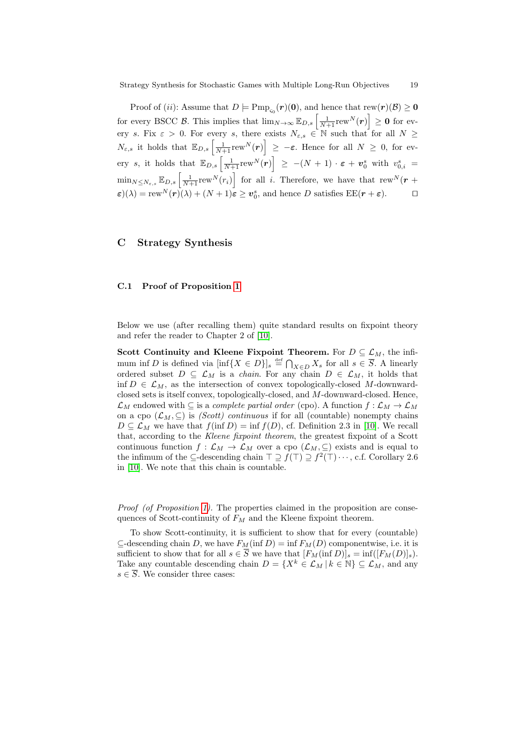Proof of $(ii)$: Assume that $D \models \mathrm{Pmp}_{\varsigma_0}(\boldsymbol{r})(\mathbf{0})$, and hence that $\mathrm{rew}(\boldsymbol{r})(\mathcal{B}) \geq \mathbf{0}$ for every BSCC $\mathcal{B}$. This implies that $\lim_{N\to\infty} \mathbb{E}_{D,s}\left[\frac{1}{N+1}\mathrm{rew}^N(\boldsymbol{r})\right] \geq \mathbf{0}$ for every $s$. Fix $\varepsilon > 0$. For every $s$, there exists $N_{\varepsilon,s} \in \mathbb{N}$ such that for all $N \geq N_{\varepsilon,s}$ it holds that $\mathbb{E}_{D,s}\left[\frac{1}{N+1}\mathrm{rew}^N(\boldsymbol{r})\right] \geq -\boldsymbol{\varepsilon}$. Hence for all $N \geq 0$, for every $s$, it holds that $\mathbb{E}_{D,s}\left[\frac{1}{N+1}\mathrm{rew}^N(\boldsymbol{r})\right] \geq -(N+1)\cdot\boldsymbol{\varepsilon} + \boldsymbol{v}_0^s$ with $v_{0,i}^s = \min_{N\leq N_{\varepsilon,s}} \mathbb{E}_{D,s}\left[\frac{1}{N+1}\mathrm{rew}^N(r_i)\right]$ for all $i$. Therefore, we have that $\mathrm{rew}^N(\boldsymbol{r}+\boldsymbol{\varepsilon})(\lambda) = \mathrm{rew}^N(\boldsymbol{r})(\lambda) + (N+1)\boldsymbol{\varepsilon} \geq \boldsymbol{v}_0^s$, and hence $D$ satisfies $\mathrm{EE}(\boldsymbol{r}+\boldsymbol{\varepsilon})$. $\square$

## C Strategy Synthesis

### C.1 Proof of Proposition 1

Below we use (after recalling them) quite standard results on fixpoint theory and refer the reader to Chapter 2 of [10].

**Scott Continuity and Kleene Fixpoint Theorem.** For $D \subseteq \mathcal{L}_M$, the infimum $\inf D$ is defined via $[\inf\{X \in D\}]_s \stackrel{\text{def}}{=} \bigcap_{X\in D} X_s$ for all $s \in \overline{S}$. A linearly ordered subset $D \subseteq \mathcal{L}_M$ is a *chain*. For any chain $D \in \mathcal{L}_M$, it holds that $\inf D \in \mathcal{L}_M$, as the intersection of convex topologically-closed $M$-downward-closed sets is itself convex, topologically-closed, and $M$-downward-closed. Hence, $\mathcal{L}_M$ endowed with $\subseteq$ is a *complete partial order* (cpo). A function $f : \mathcal{L}_M \to \mathcal{L}_M$ on a cpo $(\mathcal{L}_M, \subseteq)$ is *(Scott) continuous* if for all (countable) nonempty chains $D \subseteq \mathcal{L}_M$ we have that $f(\inf D) = \inf f(D)$, cf. Definition 2.3 in [10]. We recall that, according to the *Kleene fixpoint theorem*, the greatest fixpoint of a Scott continuous function $f : \mathcal{L}_M \to \mathcal{L}_M$ over a cpo $(\mathcal{L}_M, \subseteq)$ exists and is equal to the infimum of the $\subseteq$-descending chain $\top \supseteq f(\top) \supseteq f^2(\top)\cdots$, c.f. Corollary 2.6 in [10]. We note that this chain is countable.

*Proof (of Proposition 1).* The properties claimed in the proposition are consequences of Scott-continuity of $F_M$ and the Kleene fixpoint theorem.

To show Scott-continuity, it is sufficient to show that for every (countable) $\subseteq$-descending chain $D$, we have $F_M(\inf D) = \inf F_M(D)$ componentwise, i.e. it is sufficient to show that for all $s \in \overline{S}$ we have that $[F_M(\inf D)]_s = \inf([F_M(D)]_s)$. Take any countable descending chain $D = \{X^k \in \mathcal{L}_M \mid k \in \mathbb{N}\} \subseteq \mathcal{L}_M$, and any $s \in \overline{S}$. We consider three cases: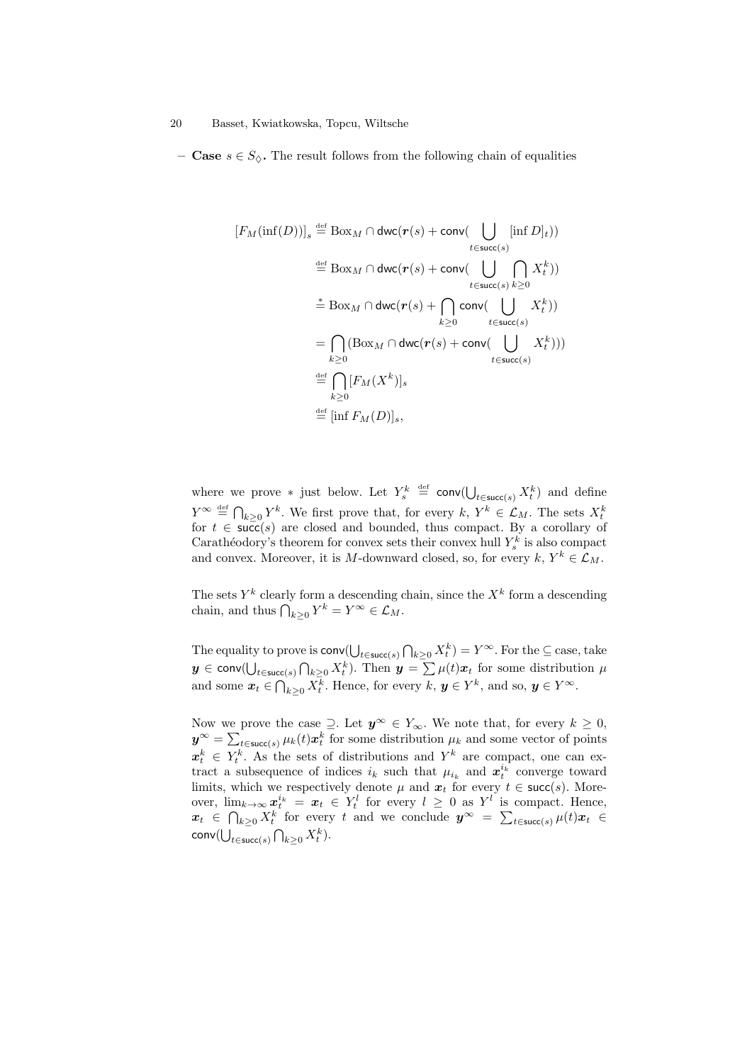– **Case** $s \in S_\Diamond$**.** The result follows from the following chain of equalities

$$
\begin{aligned}
[F_M(\inf(D))]_s &\stackrel{\text{def}}{=} \mathrm{Box}_M \cap \mathsf{dwc}(\boldsymbol{r}(s) + \mathsf{conv}(\bigcup_{t \in \mathsf{succ}(s)} [\inf D]_t)) \\
&\stackrel{\text{def}}{=} \mathrm{Box}_M \cap \mathsf{dwc}(\boldsymbol{r}(s) + \mathsf{conv}(\bigcup_{t \in \mathsf{succ}(s)} \bigcap_{k \geq 0} X_t^k)) \\
&\stackrel{*}{=} \mathrm{Box}_M \cap \mathsf{dwc}(\boldsymbol{r}(s) + \bigcap_{k \geq 0} \mathsf{conv}(\bigcup_{t \in \mathsf{succ}(s)} X_t^k)) \\
&= \bigcap_{k \geq 0} (\mathrm{Box}_M \cap \mathsf{dwc}(\boldsymbol{r}(s) + \mathsf{conv}(\bigcup_{t \in \mathsf{succ}(s)} X_t^k))) \\
&\stackrel{\text{def}}{=} \bigcap_{k \geq 0} [F_M(X^k)]_s \\
&\stackrel{\text{def}}{=} [\inf F_M(D)]_s,
\end{aligned}
$$

where we prove $*$ just below. Let $Y_s^k \stackrel{\text{def}}{=} \mathsf{conv}(\bigcup_{t \in \mathsf{succ}(s)} X_t^k)$ and define $Y^\infty \stackrel{\text{def}}{=} \bigcap_{k \geq 0} Y^k$. We first prove that, for every $k$, $Y^k \in \mathcal{L}_M$. The sets $X_t^k$ for $t \in \mathsf{succ}(s)$ are closed and bounded, thus compact. By a corollary of Carathéodory's theorem for convex sets their convex hull $Y_s^k$ is also compact and convex. Moreover, it is $M$-downward closed, so, for every $k$, $Y^k \in \mathcal{L}_M$.

The sets $Y^k$ clearly form a descending chain, since the $X^k$ form a descending chain, and thus $\bigcap_{k \geq 0} Y^k = Y^\infty \in \mathcal{L}_M$.

The equality to prove is $\mathsf{conv}(\bigcup_{t \in \mathsf{succ}(s)} \bigcap_{k \geq 0} X_t^k) = Y^\infty$. For the $\subseteq$ case, take $\boldsymbol{y} \in \mathsf{conv}(\bigcup_{t \in \mathsf{succ}(s)} \bigcap_{k \geq 0} X_t^k)$. Then $\boldsymbol{y} = \sum \mu(t) \boldsymbol{x}_t$ for some distribution $\mu$ and some $\boldsymbol{x}_t \in \bigcap_{k \geq 0} X_t^k$. Hence, for every $k$, $\boldsymbol{y} \in Y^k$, and so, $\boldsymbol{y} \in Y^\infty$.

Now we prove the case $\supseteq$. Let $\boldsymbol{y}^\infty \in Y_\infty$. We note that, for every $k \geq 0$, $\boldsymbol{y}^\infty = \sum_{t \in \mathsf{succ}(s)} \mu_k(t) \boldsymbol{x}_t^k$ for some distribution $\mu_k$ and some vector of points $\boldsymbol{x}_t^k \in Y_t^k$. As the sets of distributions and $Y^k$ are compact, one can extract a subsequence of indices $i_k$ such that $\mu_{i_k}$ and $\boldsymbol{x}_t^{i_k}$ converge toward limits, which we respectively denote $\mu$ and $\boldsymbol{x}_t$ for every $t \in \mathsf{succ}(s)$. Moreover, $\lim_{k \to \infty} \boldsymbol{x}_t^{i_k} = \boldsymbol{x}_t \in Y_t^l$ for every $l \geq 0$ as $Y^l$ is compact. Hence, $\boldsymbol{x}_t \in \bigcap_{k \geq 0} X_t^k$ for every $t$ and we conclude $\boldsymbol{y}^\infty = \sum_{t \in \mathsf{succ}(s)} \mu(t) \boldsymbol{x}_t \in \mathsf{conv}(\bigcup_{t \in \mathsf{succ}(s)} \bigcap_{k \geq 0} X_t^k)$.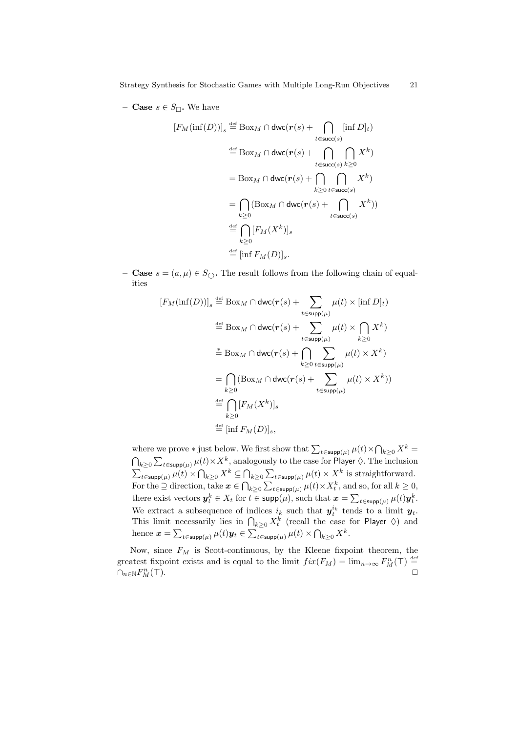– **Case** $s \in S_\Box$**.** We have

$$
\begin{aligned}
[F_M(\inf(D))]_s &\stackrel{\text{def}}{=} \text{Box}_M \cap \mathsf{dwc}(\boldsymbol{r}(s) + \bigcap_{t \in \mathsf{succ}(s)} [\inf D]_t) \\
&\stackrel{\text{def}}{=} \text{Box}_M \cap \mathsf{dwc}(\boldsymbol{r}(s) + \bigcap_{t \in \mathsf{succ}(s)} \bigcap_{k \geq 0} X^k) \\
&= \text{Box}_M \cap \mathsf{dwc}(\boldsymbol{r}(s) + \bigcap_{k \geq 0} \bigcap_{t \in \mathsf{succ}(s)} X^k) \\
&= \bigcap_{k \geq 0} (\text{Box}_M \cap \mathsf{dwc}(\boldsymbol{r}(s) + \bigcap_{t \in \mathsf{succ}(s)} X^k)) \\
&\stackrel{\text{def}}{=} \bigcap_{k \geq 0} [F_M(X^k)]_s \\
&\stackrel{\text{def}}{=} [\inf F_M(D)]_s.
\end{aligned}
$$

– **Case** $s = (a, \mu) \in S_\bigcirc$**.** The result follows from the following chain of equalities

$$
\begin{aligned}
[F_M(\inf(D))]_s &\stackrel{\text{def}}{=} \text{Box}_M \cap \mathsf{dwc}(\boldsymbol{r}(s) + \sum_{t \in \mathsf{supp}(\mu)} \mu(t) \times [\inf D]_t) \\
&\stackrel{\text{def}}{=} \text{Box}_M \cap \mathsf{dwc}(\boldsymbol{r}(s) + \sum_{t \in \mathsf{supp}(\mu)} \mu(t) \times \bigcap_{k \geq 0} X^k) \\
&\stackrel{*}{=} \text{Box}_M \cap \mathsf{dwc}(\boldsymbol{r}(s) + \bigcap_{k \geq 0} \sum_{t \in \mathsf{supp}(\mu)} \mu(t) \times X^k) \\
&= \bigcap_{k \geq 0} (\text{Box}_M \cap \mathsf{dwc}(\boldsymbol{r}(s) + \sum_{t \in \mathsf{supp}(\mu)} \mu(t) \times X^k)) \\
&\stackrel{\text{def}}{=} \bigcap_{k \geq 0} [F_M(X^k)]_s \\
&\stackrel{\text{def}}{=} [\inf F_M(D)]_s,
\end{aligned}
$$

where we prove $*$ just below. We first show that $\sum_{t \in \mathsf{supp}(\mu)} \mu(t) \times \bigcap_{k \geq 0} X^k = \bigcap_{k \geq 0} \sum_{t \in \mathsf{supp}(\mu)} \mu(t) \times X^k$, analogously to the case for Player $\Diamond$. The inclusion $\sum_{t \in \mathsf{supp}(\mu)} \mu(t) \times \bigcap_{k \geq 0} X^k \subseteq \bigcap_{k \geq 0} \sum_{t \in \mathsf{supp}(\mu)} \mu(t) \times X^k$ is straightforward. For the $\supseteq$ direction, take $\boldsymbol{x} \in \bigcap_{k \geq 0} \sum_{t \in \mathsf{supp}(\mu)} \mu(t) \times X_t^k$, and so, for all $k \geq 0$, there exist vectors $\boldsymbol{y}_t^k \in X_t$ for $t \in \mathsf{supp}(\mu)$, such that $\boldsymbol{x} = \sum_{t \in \mathsf{supp}(\mu)} \mu(t) \boldsymbol{y}_t^k$. We extract a subsequence of indices $i_k$ such that $\boldsymbol{y}_t^{i_k}$ tends to a limit $\boldsymbol{y}_t$. This limit necessarily lies in $\bigcap_{k \geq 0} X_t^k$ (recall the case for Player $\Diamond$) and hence $\boldsymbol{x} = \sum_{t \in \mathsf{supp}(\mu)} \mu(t) \boldsymbol{y}_t \in \sum_{t \in \mathsf{supp}(\mu)} \mu(t) \times \bigcap_{k \geq 0} X^k$.

Now, since $F_M$ is Scott-continuous, by the Kleene fixpoint theorem, the greatest fixpoint exists and is equal to the limit $fix(F_M) = \lim_{n \to \infty} F_M^n(\top) \stackrel{\text{def}}{=} \cap_{n \in \mathbb{N}} F_M^n(\top)$. $\square$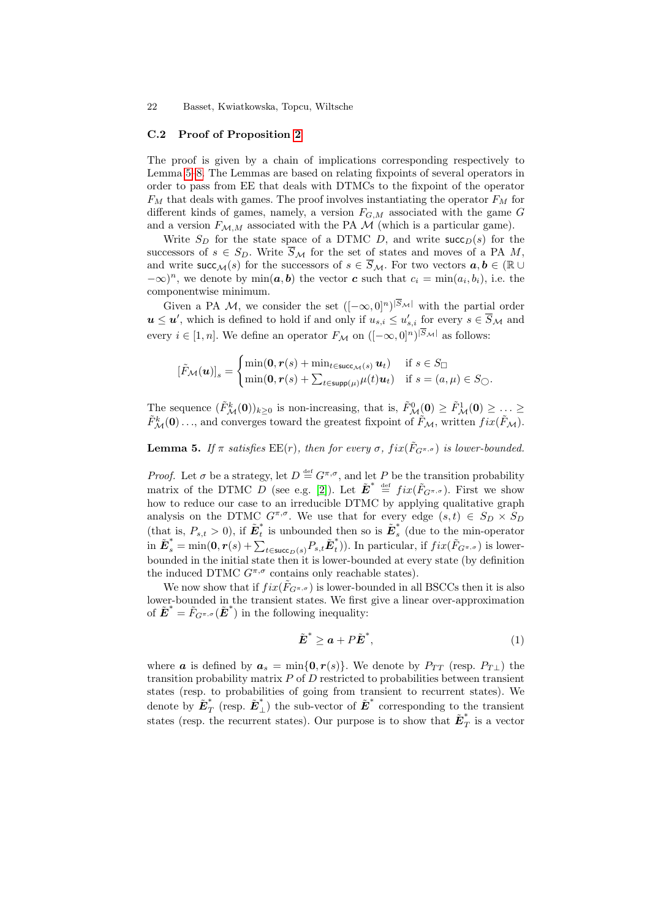### C.2 Proof of Proposition 2

The proof is given by a chain of implications corresponding respectively to Lemma 5–8. The Lemmas are based on relating fixpoints of several operators in order to pass from EE that deals with DTMCs to the fixpoint of the operator $F_M$ that deals with games. The proof involves instantiating the operator $F_M$ for different kinds of games, namely, a version $F_{G,M}$ associated with the game $G$ and a version $F_{\mathcal{M},M}$ associated with the PA $\mathcal{M}$ (which is a particular game).

Write $S_D$ for the state space of a DTMC $D$, and write $\mathsf{succ}_D(s)$ for the successors of $s \in S_D$. Write $\overline{S}_{\mathcal{M}}$ for the set of states and moves of a PA $M$, and write $\mathsf{succ}_{\mathcal{M}}(s)$ for the successors of $s \in \overline{S}_{\mathcal{M}}$. For two vectors $\boldsymbol{a}, \boldsymbol{b} \in (\mathbb{R} \cup -\infty)^n$, we denote by $\min(\boldsymbol{a}, \boldsymbol{b})$ the vector $\boldsymbol{c}$ such that $c_i = \min(a_i, b_i)$, i.e. the componentwise minimum.

Given a PA $\mathcal{M}$, we consider the set $([-\infty, 0]^n)^{|\overline{S}_{\mathcal{M}}|}$ with the partial order $\boldsymbol{u} \leq \boldsymbol{u}'$, which is defined to hold if and only if $u_{s,i} \leq u'_{s,i}$ for every $s \in \overline{S}_{\mathcal{M}}$ and every $i \in [1, n]$. We define an operator $F_{\mathcal{M}}$ on $([-\infty, 0]^n)^{|\overline{S}_{\mathcal{M}}|}$ as follows:

$$[\tilde{F}_{\mathcal{M}}(\boldsymbol{u})]_s = \begin{cases} \min(\boldsymbol{0}, \boldsymbol{r}(s) + \min_{t \in \mathsf{succ}_{\mathcal{M}}(s)} \boldsymbol{u}_t) & \text{if } s \in S_{\Box} \\ \min(\boldsymbol{0}, \boldsymbol{r}(s) + \sum_{t \in \mathsf{supp}(\mu)} \mu(t) \boldsymbol{u}_t) & \text{if } s = (a, \mu) \in S_{\bigcirc}. \end{cases}$$

The sequence $(\tilde{F}^k_{\mathcal{M}}(\boldsymbol{0}))_{k \geq 0}$ is non-increasing, that is, $\tilde{F}^0_{\mathcal{M}}(\boldsymbol{0}) \geq \tilde{F}^1_{\mathcal{M}}(\boldsymbol{0}) \geq \ldots \geq \tilde{F}^k_{\mathcal{M}}(\boldsymbol{0}) \ldots$, and converges toward the greatest fixpoint of $\tilde{F}_{\mathcal{M}}$, written $fix(\tilde{F}_{\mathcal{M}})$.

**Lemma 5.** *If $\pi$ satisfies $\mathrm{EE}(r)$, then for every $\sigma$, $fix(\tilde{F}_{G^{\pi,\sigma}})$ is lower-bounded.*

*Proof.* Let $\sigma$ be a strategy, let $D \stackrel{\text{def}}{=} G^{\pi,\sigma}$, and let $P$ be the transition probability matrix of the DTMC $D$ (see e.g. [2]). Let $\tilde{\boldsymbol{E}}^* \stackrel{\text{def}}{=} fix(\tilde{F}_{G^{\pi,\sigma}})$. First we show how to reduce our case to an irreducible DTMC by applying qualitative graph analysis on the DTMC $G^{\pi,\sigma}$. We use that for every edge $(s,t) \in S_D \times S_D$ (that is, $P_{s,t} > 0$), if $\tilde{\boldsymbol{E}}^*_t$ is unbounded then so is $\tilde{\boldsymbol{E}}^*_s$ (due to the min-operator in $\tilde{\boldsymbol{E}}^*_s = \min(\boldsymbol{0}, \boldsymbol{r}(s) + \sum_{t \in \mathsf{succ}_D(s)} P_{s,t} \tilde{\boldsymbol{E}}^*_t)$). In particular, if $fix(\tilde{F}_{G^{\pi,\sigma}})$ is lower-bounded in the initial state then it is lower-bounded at every state (by definition the induced DTMC $G^{\pi,\sigma}$ contains only reachable states).

We now show that if $fix(\tilde{F}_{G^{\pi,\sigma}})$ is lower-bounded in all BSCCs then it is also lower-bounded in the transient states. We first give a linear over-approximation of $\tilde{\boldsymbol{E}}^* = \tilde{F}_{G^{\pi,\sigma}}(\tilde{\boldsymbol{E}}^*)$ in the following inequality:

$$\tilde{\boldsymbol{E}}^* \geq \boldsymbol{a} + P\tilde{\boldsymbol{E}}^*, \tag{1}$$

where $\boldsymbol{a}$ is defined by $\boldsymbol{a}_s = \min\{\boldsymbol{0}, \boldsymbol{r}(s)\}$. We denote by $P_{TT}$ (resp. $P_{T\perp}$) the transition probability matrix $P$ of $D$ restricted to probabilities between transient states (resp. to probabilities of going from transient to recurrent states). We denote by $\tilde{\boldsymbol{E}}^*_T$ (resp. $\tilde{\boldsymbol{E}}^*_{\perp}$) the sub-vector of $\tilde{\boldsymbol{E}}^*$ corresponding to the transient states (resp. the recurrent states). Our purpose is to show that $\tilde{\boldsymbol{E}}^*_T$ is a vector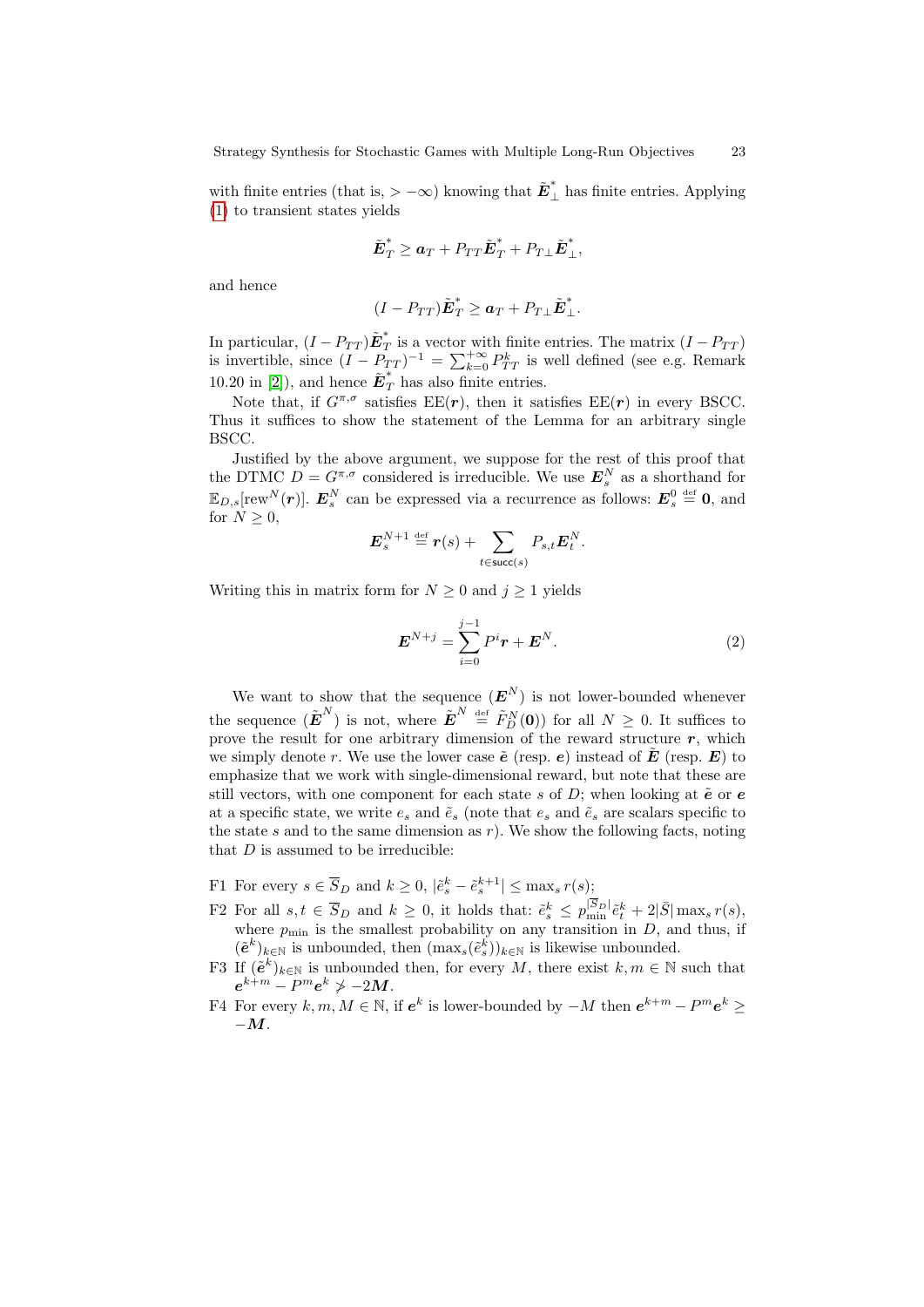with finite entries (that is, $> -\infty$) knowing that $\tilde{\boldsymbol{E}}^*_\perp$ has finite entries. Applying (1) to transient states yields

$$\tilde{\boldsymbol{E}}^*_T \geq \boldsymbol{a}_T + P_{TT}\tilde{\boldsymbol{E}}^*_T + P_{T\perp}\tilde{\boldsymbol{E}}^*_\perp,$$

and hence

$$(I - P_{TT})\tilde{\boldsymbol{E}}^*_T \geq \boldsymbol{a}_T + P_{T\perp}\tilde{\boldsymbol{E}}^*_\perp.$$

In particular, $(I - P_{TT})\tilde{\boldsymbol{E}}^*_T$ is a vector with finite entries. The matrix $(I - P_{TT})$ is invertible, since $(I - P_{TT})^{-1} = \sum_{k=0}^{+\infty} P^k_{TT}$ is well defined (see e.g. Remark 10.20 in [2]), and hence $\tilde{\boldsymbol{E}}^*_T$ has also finite entries.

Note that, if $G^{\pi,\sigma}$ satisfies $\mathrm{EE}(\boldsymbol{r})$, then it satisfies $\mathrm{EE}(\boldsymbol{r})$ in every BSCC. Thus it suffices to show the statement of the Lemma for an arbitrary single BSCC.

Justified by the above argument, we suppose for the rest of this proof that the DTMC $D = G^{\pi,\sigma}$ considered is irreducible. We use $\boldsymbol{E}^N_s$ as a shorthand for $\mathbb{E}_{D,s}[\mathrm{rew}^N(\boldsymbol{r})]$. $\boldsymbol{E}^N_s$ can be expressed via a recurrence as follows: $\boldsymbol{E}^0_s \stackrel{\text{def}}{=} \boldsymbol{0}$, and for $N \geq 0$,

$$\boldsymbol{E}^{N+1}_s \stackrel{\text{def}}{=} \boldsymbol{r}(s) + \sum_{t \in \mathsf{succ}(s)} P_{s,t}\boldsymbol{E}^N_t.$$

Writing this in matrix form for $N \geq 0$ and $j \geq 1$ yields

$$\boldsymbol{E}^{N+j} = \sum_{i=0}^{j-1} P^i \boldsymbol{r} + \boldsymbol{E}^N. \tag{2}$$

We want to show that the sequence $(\boldsymbol{E}^N)$ is not lower-bounded whenever the sequence $(\tilde{\boldsymbol{E}}^N)$ is not, where $\tilde{\boldsymbol{E}}^N \stackrel{\text{def}}{=} \tilde{F}^N_D(\boldsymbol{0}))$ for all $N \geq 0$. It suffices to prove the result for one arbitrary dimension of the reward structure $\boldsymbol{r}$, which we simply denote $r$. We use the lower case $\tilde{\boldsymbol{e}}$ (resp. $\boldsymbol{e}$) instead of $\tilde{\boldsymbol{E}}$ (resp. $\boldsymbol{E}$) to emphasize that we work with single-dimensional reward, but note that these are still vectors, with one component for each state $s$ of $D$; when looking at $\tilde{\boldsymbol{e}}$ or $\boldsymbol{e}$ at a specific state, we write $e_s$ and $\tilde{e}_s$ (note that $e_s$ and $\tilde{e}_s$ are scalars specific to the state $s$ and to the same dimension as $r$). We show the following facts, noting that $D$ is assumed to be irreducible:

- F1 For every $s \in \overline{S}_D$ and $k \geq 0$, $|\tilde{e}^k_s - \tilde{e}^{k+1}_s| \leq \max_s r(s)$;
- F2 For all $s, t \in \overline{S}_D$ and $k \geq 0$, it holds that: $\tilde{e}^k_s \leq p^{|\overline{S}_D|}_{\min}\tilde{e}^k_t + 2|\bar{S}|\max_s r(s)$, where $p_{\min}$ is the smallest probability on any transition in $D$, and thus, if $(\tilde{\boldsymbol{e}}^k)_{k\in\mathbb{N}}$ is unbounded, then $(\max_s(\tilde{e}^k_s))_{k\in\mathbb{N}}$ is likewise unbounded.
- F3 If $(\tilde{\boldsymbol{e}}^k)_{k\in\mathbb{N}}$ is unbounded then, for every $M$, there exist $k, m \in \mathbb{N}$ such that $\boldsymbol{e}^{k+m} - P^m\boldsymbol{e}^k \not\geq -2\boldsymbol{M}$.
- F4 For every $k, m, M \in \mathbb{N}$, if $\boldsymbol{e}^k$ is lower-bounded by $-M$ then $\boldsymbol{e}^{k+m} - P^m\boldsymbol{e}^k \geq -\boldsymbol{M}$.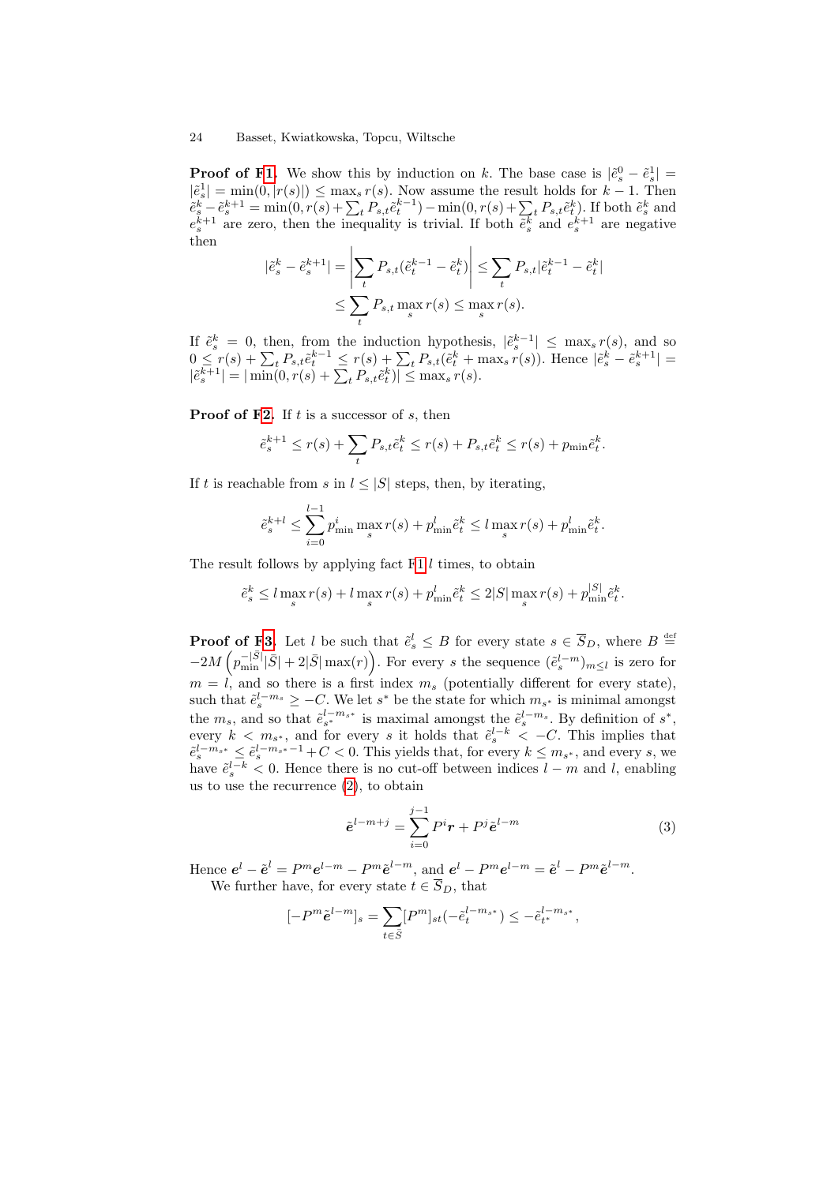**Proof of F1.** We show this by induction on $k$. The base case is $|\tilde{e}^0_s - \tilde{e}^1_s| = |\tilde{e}^1_s| = \min(0, |r(s)|) \leq \max_s r(s)$. Now assume the result holds for $k-1$. Then $\tilde{e}^k_s - \tilde{e}^{k+1}_s = \min(0, r(s) + \sum_t P_{s,t}\tilde{e}^{k-1}_t) - \min(0, r(s) + \sum_t P_{s,t}\tilde{e}^k_t)$. If both $\tilde{e}^k_s$ and $e^{k+1}_s$ are zero, then the inequality is trivial. If both $\tilde{e}^k_s$ and $e^{k+1}_s$ are negative then

$$|\tilde{e}^k_s - \tilde{e}^{k+1}_s| = \left|\sum_t P_{s,t}(\tilde{e}^{k-1}_t - \tilde{e}^k_t)\right| \leq \sum_t P_{s,t}|\tilde{e}^{k-1}_t - \tilde{e}^k_t|$$
$$\leq \sum_t P_{s,t} \max_s r(s) \leq \max_s r(s).$$

If $\tilde{e}^k_s = 0$, then, from the induction hypothesis, $|\tilde{e}^{k-1}_s| \leq \max_s r(s)$, and so $0 \leq r(s) + \sum_t P_{s,t}\tilde{e}^{k-1}_t \leq r(s) + \sum_t P_{s,t}(\tilde{e}^k_t + \max_s r(s))$. Hence $|\tilde{e}^k_s - \tilde{e}^{k+1}_s| = |\tilde{e}^{k+1}_s| = |\min(0, r(s) + \sum_t P_{s,t}\tilde{e}^k_t)| \leq \max_s r(s)$.

**Proof of F2.** If $t$ is a successor of $s$, then

$$\tilde{e}^{k+1}_s \leq r(s) + \sum_t P_{s,t}\tilde{e}^k_t \leq r(s) + P_{s,t}\tilde{e}^k_t \leq r(s) + p_{\min}\tilde{e}^k_t.$$

If $t$ is reachable from $s$ in $l \leq |S|$ steps, then, by iterating,

$$\tilde{e}^{k+l}_s \leq \sum_{i=0}^{l-1} p^i_{\min} \max_s r(s) + p^l_{\min}\tilde{e}^k_t \leq l \max_s r(s) + p^l_{\min}\tilde{e}^k_t.$$

The result follows by applying fact F1 $l$ times, to obtain

$$\tilde{e}^k_s \leq l \max_s r(s) + l \max_s r(s) + p^l_{\min}\tilde{e}^k_t \leq 2|S| \max_s r(s) + p^{|S|}_{\min}\tilde{e}^k_t.$$

**Proof of F3.** Let $l$ be such that $\tilde{e}^l_s \leq B$ for every state $s \in \overline{S}_D$, where $B \stackrel{\text{def}}{=} -2M\left(p^{-|\bar{S}|}_{\min}|\bar{S}| + 2|\bar{S}| \max(r)\right)$. For every $s$ the sequence $(\tilde{e}^{l-m}_s)_{m \leq l}$ is zero for $m = l$, and so there is a first index $m_s$ (potentially different for every state), such that $\tilde{e}^{l-m_s}_s \geq -C$. We let $s^*$ be the state for which $m_{s^*}$ is minimal amongst the $m_s$, and so that $\tilde{e}^{l-m_{s^*}}_{s^*}$ is maximal amongst the $\tilde{e}^{l-m_s}_s$. By definition of $s^*$, every $k < m_{s^*}$, and for every $s$ it holds that $\tilde{e}^{l-k}_s < -C$. This implies that $\tilde{e}^{l-m_{s^*}}_s \leq \tilde{e}^{l-m_{s^*}-1}_s + C < 0$. This yields that, for every $k \leq m_{s^*}$, and every $s$, we have $\tilde{e}^{l-k}_s < 0$. Hence there is no cut-off between indices $l-m$ and $l$, enabling us to use the recurrence (2), to obtain

$$\tilde{\boldsymbol{e}}^{l-m+j} = \sum_{i=0}^{j-1} P^i \boldsymbol{r} + P^j \tilde{\boldsymbol{e}}^{l-m} \tag{3}$$

Hence $\boldsymbol{e}^l - \tilde{\boldsymbol{e}}^l = P^m \boldsymbol{e}^{l-m} - P^m \tilde{\boldsymbol{e}}^{l-m}$, and $\boldsymbol{e}^l - P^m \boldsymbol{e}^{l-m} = \tilde{\boldsymbol{e}}^l - P^m \tilde{\boldsymbol{e}}^{l-m}$.

We further have, for every state $t \in \overline{S}_D$, that

$$[-P^m \tilde{\boldsymbol{e}}^{l-m}]_s = \sum_{t \in \bar{S}} [P^m]_{st}(-\tilde{e}^{l-m_{s^*}}_t) \leq -\tilde{e}^{l-m_{s^*}}_{t^*},$$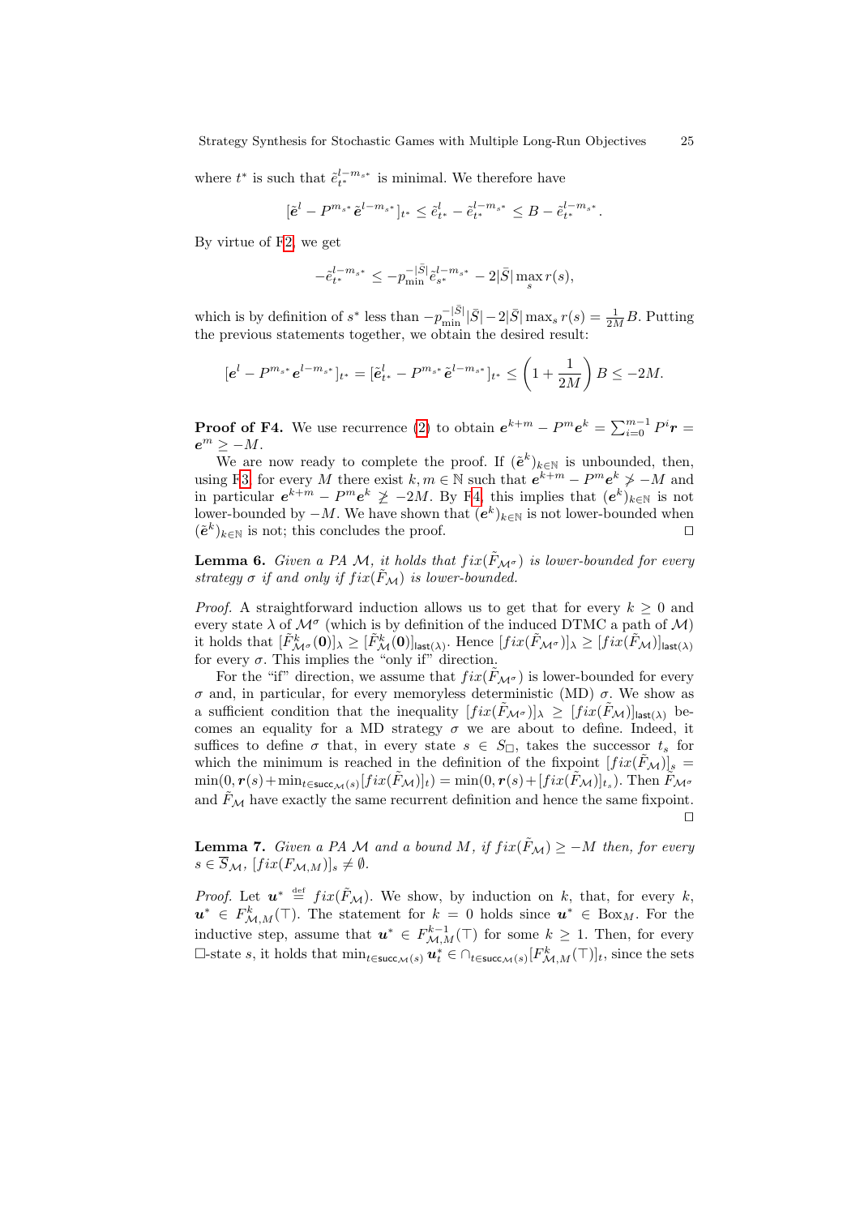where $t^*$ is such that $\tilde{e}_{t^*}^{l-m_{s^*}}$ is minimal. We therefore have

$$[\tilde{\boldsymbol{e}}^l - P^{m_{s^*}} \tilde{\boldsymbol{e}}^{l-m_{s^*}}]_{t^*} \leq \tilde{e}_{t^*}^l - \tilde{e}_{t^*}^{l-m_{s^*}} \leq B - \tilde{e}_{t^*}^{l-m_{s^*}}.$$

By virtue of F2, we get

$$-\tilde{e}_{t^*}^{l-m_{s^*}} \leq -p_{\min}^{-|\bar{S}|} \tilde{e}_{s^*}^{l-m_{s^*}} - 2|\bar{S}| \max_s r(s),$$

which is by definition of $s^*$ less than $-p_{\min}^{-|\bar{S}|}|\bar{S}| - 2|\bar{S}| \max_s r(s) = \frac{1}{2M}B$. Putting the previous statements together, we obtain the desired result:

$$[\boldsymbol{e}^l - P^{m_{s^*}} \boldsymbol{e}^{l-m_{s^*}}]_{t^*} = [\tilde{\boldsymbol{e}}_{t^*}^l - P^{m_{s^*}} \tilde{\boldsymbol{e}}^{l-m_{s^*}}]_{t^*} \leq \left(1 + \frac{1}{2M}\right) B \leq -2M.$$

**Proof of F4.** We use recurrence (2) to obtain $\boldsymbol{e}^{k+m} - P^m \boldsymbol{e}^k = \sum_{i=0}^{m-1} P^i \boldsymbol{r} = \boldsymbol{e}^m \geq -M$.

We are now ready to complete the proof. If $(\tilde{\boldsymbol{e}}^k)_{k\in\mathbb{N}}$ is unbounded, then, using F3, for every $M$ there exist $k, m \in \mathbb{N}$ such that $\boldsymbol{e}^{k+m} - P^m \boldsymbol{e}^k \not> -M$ and in particular $\boldsymbol{e}^{k+m} - P^m \boldsymbol{e}^k \not\geq -2M$. By F4, this implies that $(\boldsymbol{e}^k)_{k\in\mathbb{N}}$ is not lower-bounded by $-M$. We have shown that $(\boldsymbol{e}^k)_{k\in\mathbb{N}}$ is not lower-bounded when $(\tilde{\boldsymbol{e}}^k)_{k\in\mathbb{N}}$ is not; this concludes the proof. □

**Lemma 6.** *Given a PA $\mathcal{M}$, it holds that $fix(\tilde{F}_{\mathcal{M}^\sigma})$ is lower-bounded for every strategy $\sigma$ if and only if $fix(\tilde{F}_{\mathcal{M}})$ is lower-bounded.*

*Proof.* A straightforward induction allows us to get that for every $k \geq 0$ and every state $\lambda$ of $\mathcal{M}^\sigma$ (which is by definition of the induced DTMC a path of $\mathcal{M}$) it holds that $[\tilde{F}_{\mathcal{M}^\sigma}^k(\boldsymbol{0})]_\lambda \geq [\tilde{F}_{\mathcal{M}}^k(\boldsymbol{0})]_{\mathsf{last}(\lambda)}$. Hence $[fix(\tilde{F}_{\mathcal{M}^\sigma})]_\lambda \geq [fix(\tilde{F}_{\mathcal{M}})]_{\mathsf{last}(\lambda)}$ for every $\sigma$. This implies the "only if" direction.

For the "if" direction, we assume that $fix(\tilde{F}_{\mathcal{M}^\sigma})$ is lower-bounded for every $\sigma$ and, in particular, for every memoryless deterministic (MD) $\sigma$. We show as a sufficient condition that the inequality $[fix(\tilde{F}_{\mathcal{M}^\sigma})]_\lambda \geq [fix(\tilde{F}_{\mathcal{M}})]_{\mathsf{last}(\lambda)}$ becomes an equality for a MD strategy $\sigma$ we are about to define. Indeed, it suffices to define $\sigma$ that, in every state $s \in S_\Box$, takes the successor $t_s$ for which the minimum is reached in the definition of the fixpoint $[fix(\tilde{F}_{\mathcal{M}})]_s = \min(0, \boldsymbol{r}(s) + \min_{t\in\mathsf{succ}_{\mathcal{M}}(s)}[fix(\tilde{F}_{\mathcal{M}})]_t) = \min(0, \boldsymbol{r}(s) + [fix(\tilde{F}_{\mathcal{M}})]_{t_s})$. Then $\tilde{F}_{\mathcal{M}^\sigma}$ and $\tilde{F}_{\mathcal{M}}$ have exactly the same recurrent definition and hence the same fixpoint. □

**Lemma 7.** *Given a PA $\mathcal{M}$ and a bound $M$, if $fix(\tilde{F}_{\mathcal{M}}) \geq -M$ then, for every $s \in \overline{S}_{\mathcal{M}}$, $[fix(F_{\mathcal{M},M})]_s \neq \emptyset$.*

*Proof.* Let $\boldsymbol{u}^* \stackrel{\text{def}}{=} fix(\tilde{F}_{\mathcal{M}})$. We show, by induction on $k$, that, for every $k$, $\boldsymbol{u}^* \in F_{\mathcal{M},M}^k(\top)$. The statement for $k = 0$ holds since $\boldsymbol{u}^* \in \mathrm{Box}_M$. For the inductive step, assume that $\boldsymbol{u}^* \in F_{\mathcal{M},M}^{k-1}(\top)$ for some $k \geq 1$. Then, for every $\Box$-state $s$, it holds that $\min_{t\in\mathsf{succ}_{\mathcal{M}}(s)} \boldsymbol{u}_t^* \in \cap_{t\in\mathsf{succ}_{\mathcal{M}}(s)}[F_{\mathcal{M},M}^k(\top)]_t$, since the sets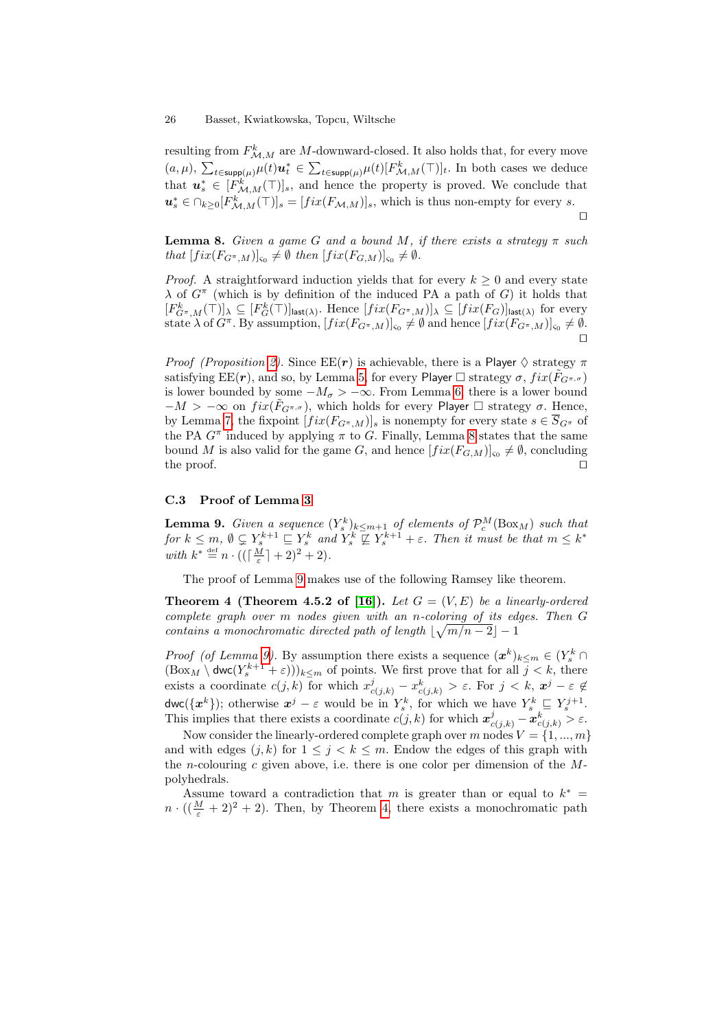resulting from $F^k_{\mathcal{M},M}$ are $M$-downward-closed. It also holds that, for every move $(a,\mu)$, $\sum_{t\in\mathsf{supp}(\mu)}\mu(t)\boldsymbol{u}^*_t \in \sum_{t\in\mathsf{supp}(\mu)}\mu(t)[F^k_{\mathcal{M},M}(\top)]_t$. In both cases we deduce that $\boldsymbol{u}^*_s \in [F^k_{\mathcal{M},M}(\top)]_s$, and hence the property is proved. We conclude that $\boldsymbol{u}^*_s \in \cap_{k\geq 0}[F^k_{\mathcal{M},M}(\top)]_s = [fix(F_{\mathcal{M},M})]_s$, which is thus non-empty for every $s$. □

**Lemma 8.** *Given a game $G$ and a bound $M$, if there exists a strategy $\pi$ such that $[fix(F_{G^\pi,M})]_{\varsigma_0} \neq \emptyset$ then $[fix(F_{G,M})]_{\varsigma_0} \neq \emptyset$.*

*Proof.* A straightforward induction yields that for every $k \geq 0$ and every state $\lambda$ of $G^\pi$ (which is by definition of the induced PA a path of $G$) it holds that $[F^k_{G^\pi,M}(\top)]_\lambda \subseteq [F^k_G(\top)]_{\mathsf{last}(\lambda)}$. Hence $[fix(F_{G^\pi,M})]_\lambda \subseteq [fix(F_G)]_{\mathsf{last}(\lambda)}$ for every state $\lambda$ of $G^\pi$. By assumption, $[fix(F_{G^\pi,M})]_{\varsigma_0} \neq \emptyset$ and hence $[fix(F_{G^\pi,M})]_{\varsigma_0} \neq \emptyset$. □

*Proof (Proposition 2).* Since $\mathrm{EE}(\boldsymbol{r})$ is achievable, there is a Player $\Diamond$ strategy $\pi$ satisfying $\mathrm{EE}(\boldsymbol{r})$, and so, by Lemma 5, for every Player $\Box$ strategy $\sigma$, $fix(\tilde{F}_{G^{\pi,\sigma}})$ is lower bounded by some $-M_\sigma > -\infty$. From Lemma 6, there is a lower bound $-M > -\infty$ on $fix(\tilde{F}_{G^{\pi,\sigma}})$, which holds for every Player $\Box$ strategy $\sigma$. Hence, by Lemma 7, the fixpoint $[fix(F_{G^\pi,M})]_s$ is nonempty for every state $s \in \overline{S}_{G^\pi}$ of the PA $G^\pi$ induced by applying $\pi$ to $G$. Finally, Lemma 8 states that the same bound $M$ is also valid for the game $G$, and hence $[fix(F_{G,M})]_{\varsigma_0} \neq \emptyset$, concluding the proof. □

### C.3 Proof of Lemma 3

**Lemma 9.** *Given a sequence $(Y^k_s)_{k\leq m+1}$ of elements of $\mathcal{P}^M_c(\mathrm{Box}_M)$ such that for $k \leq m$, $\emptyset \subsetneq Y^{k+1}_s \sqsubseteq Y^k_s$ and $Y^k_s \not\sqsubseteq Y^{k+1}_s + \varepsilon$. Then it must be that $m \leq k^*$ with $k^* \stackrel{\mathrm{def}}{=} n \cdot ((\lceil \frac{M}{\varepsilon} \rceil + 2)^2 + 2)$.*

The proof of Lemma 9 makes use of the following Ramsey like theorem.

**Theorem 4 (Theorem 4.5.2 of [16]).** *Let $G = (V,E)$ be a linearly-ordered complete graph over $m$ nodes given with an $n$-coloring of its edges. Then $G$ contains a monochromatic directed path of length $\lfloor \sqrt{m/n - 2} \rfloor - 1$*

*Proof (of Lemma 9).* By assumption there exists a sequence $(\boldsymbol{x}^k)_{k\leq m} \in (Y^k_s \cap (\mathrm{Box}_M \setminus \mathsf{dwc}(Y^{k+1}_s + \varepsilon)))_{k\leq m}$ of points. We first prove that for all $j < k$, there exists a coordinate $c(j,k)$ for which $x^j_{c(j,k)} - x^k_{c(j,k)} > \varepsilon$. For $j < k$, $\boldsymbol{x}^j - \varepsilon \notin \mathsf{dwc}(\{\boldsymbol{x}^k\})$; otherwise $\boldsymbol{x}^j - \varepsilon$ would be in $Y^k_s$, for which we have $Y^k_s \sqsubseteq Y^{j+1}_s$. This implies that there exists a coordinate $c(j,k)$ for which $\boldsymbol{x}^j_{c(j,k)} - \boldsymbol{x}^k_{c(j,k)} > \varepsilon$.

Now consider the linearly-ordered complete graph over $m$ nodes $V = \{1, ..., m\}$ and with edges $(j,k)$ for $1 \leq j < k \leq m$. Endow the edges of this graph with the $n$-colouring $c$ given above, i.e. there is one color per dimension of the $M$-polyhedrals.

Assume toward a contradiction that $m$ is greater than or equal to $k^* = n \cdot ((\frac{M}{\varepsilon} + 2)^2 + 2)$. Then, by Theorem 4, there exists a monochromatic path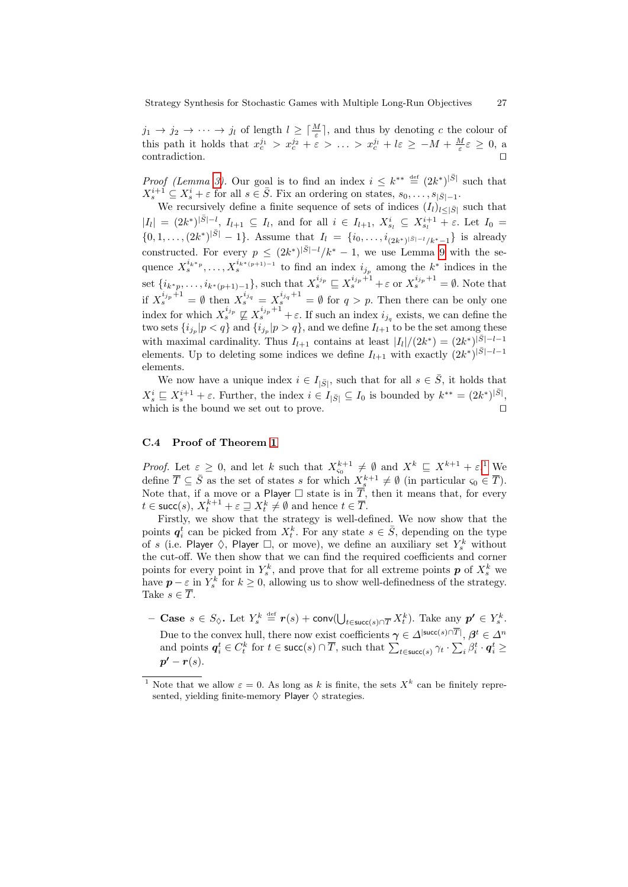$j_1 \to j_2 \to \cdots \to j_l$ of length $l \geq \lceil \frac{M}{\varepsilon} \rceil$, and thus by denoting $c$ the colour of this path it holds that $x_c^{j_1} > x_c^{j_2} + \varepsilon > \ldots > x_c^{j_l} + l\varepsilon \geq -M + \frac{M}{\varepsilon}\varepsilon \geq 0$, a contradiction. $\square$

*Proof (Lemma 3).* Our goal is to find an index $i \leq k^{**} \stackrel{\text{def}}{=} (2k^*)^{|\bar{S}|}$ such that $X_s^{i+1} \subseteq X_s^i + \varepsilon$ for all $s \in \bar{S}$. Fix an ordering on states, $s_0, \ldots, s_{|\bar{S}|-1}$.

We recursively define a finite sequence of sets of indices $(I_l)_{l \leq |\bar{S}|}$ such that $|I_l| = (2k^*)^{|\bar{S}|-l}$, $I_{l+1} \subseteq I_l$, and for all $i \in I_{l+1}$, $X_{s_l}^i \subseteq X_{s_l}^{i+1} + \varepsilon$. Let $I_0 = \{0, 1, \ldots, (2k^*)^{|\bar{S}|} - 1\}$. Assume that $I_l = \{i_0, \ldots, i_{(2k^*)^{|\bar{S}|-l}/k^*-1}\}$ is already constructed. For every $p \leq (2k^*)^{|\bar{S}|-l}/k^* - 1$, we use Lemma 9 with the sequence $X_s^{i_{k^*p}}, \ldots, X_s^{i_{k^*(p+1)-1}}$ to find an index $i_{j_p}$ among the $k^*$ indices in the set $\{i_{k^*p}, \ldots, i_{k^*(p+1)-1}\}$, such that $X_s^{i_{j_p}} \sqsubseteq X_s^{i_{j_p}+1} + \varepsilon$ or $X_s^{i_{j_p}+1} = \emptyset$. Note that if $X_s^{i_{j_p}+1} = \emptyset$ then $X_s^{i_{j_q}} = X_s^{i_{j_q}+1} = \emptyset$ for $q > p$. Then there can be only one index for which $X_s^{i_{j_p}} \not\sqsubseteq X_s^{i_{j_p}+1} + \varepsilon$. If such an index $i_{j_q}$ exists, we can define the two sets $\{i_{j_p} | p < q\}$ and $\{i_{j_p} | p > q\}$, and we define $I_{l+1}$ to be the set among these with maximal cardinality. Thus $I_{l+1}$ contains at least $|I_l|/(2k^*) = (2k^*)^{|\bar{S}|-l-1}$ elements. Up to deleting some indices we define $I_{l+1}$ with exactly $(2k^*)^{|\bar{S}|-l-1}$ elements.

We now have a unique index $i \in I_{|\bar{S}|}$, such that for all $s \in \bar{S}$, it holds that $X_s^i \sqsubseteq X_s^{i+1} + \varepsilon$. Further, the index $i \in I_{|\bar{S}|} \subseteq I_0$ is bounded by $k^{**} = (2k^*)^{|\bar{S}|}$, which is the bound we set out to prove. $\square$

### C.4 Proof of Theorem 1

*Proof.* Let $\varepsilon \geq 0$, and let $k$ such that $X_{\varsigma_0}^{k+1} \neq \emptyset$ and $X^k \sqsubseteq X^{k+1} + \varepsilon$.[1] We define $\overline{T} \subseteq \bar{S}$ as the set of states $s$ for which $X_s^{k+1} \neq \emptyset$ (in particular $\varsigma_0 \in \overline{T}$). Note that, if a move or a Player $\Box$ state is in $\overline{T}$, then it means that, for every $t \in \mathsf{succ}(s)$, $X_t^{k+1} + \varepsilon \sqsupseteq X_t^k \neq \emptyset$ and hence $t \in \overline{T}$.

Firstly, we show that the strategy is well-defined. We now show that the points $\boldsymbol{q}_i^t$ can be picked from $X_t^k$. For any state $s \in \bar{S}$, depending on the type of $s$ (i.e. Player $\Diamond$, Player $\Box$, or move), we define an auxiliary set $Y_s^k$ without the cut-off. We then show that we can find the required coefficients and corner points for every point in $Y_s^k$, and prove that for all extreme points $\boldsymbol{p}$ of $X_s^k$ we have $\boldsymbol{p} - \varepsilon$ in $Y_s^k$ for $k \geq 0$, allowing us to show well-definedness of the strategy. Take $s \in \overline{T}$.

- **Case** $s \in S_\Diamond$**.** Let $Y_s^k \stackrel{\text{def}}{=} \boldsymbol{r}(s) + \mathsf{conv}(\bigcup_{t \in \mathsf{succ}(s) \cap \overline{T}} X_t^k)$. Take any $\boldsymbol{p'} \in Y_s^k$. Due to the convex hull, there now exist coefficients $\boldsymbol{\gamma} \in \Delta^{|\mathsf{succ}(s) \cap \overline{T}|}$, $\boldsymbol{\beta}^t \in \Delta^n$ and points $\boldsymbol{q}_i^t \in C_t^k$ for $t \in \mathsf{succ}(s) \cap \overline{T}$, such that $\sum_{t \in \mathsf{succ}(s)} \gamma_t \cdot \sum_i \beta_i^t \cdot \boldsymbol{q}_i^t \geq \boldsymbol{p'} - \boldsymbol{r}(s)$.

[1] Note that we allow $\varepsilon = 0$. As long as $k$ is finite, the sets $X^k$ can be finitely represented, yielding finite-memory Player $\Diamond$ strategies.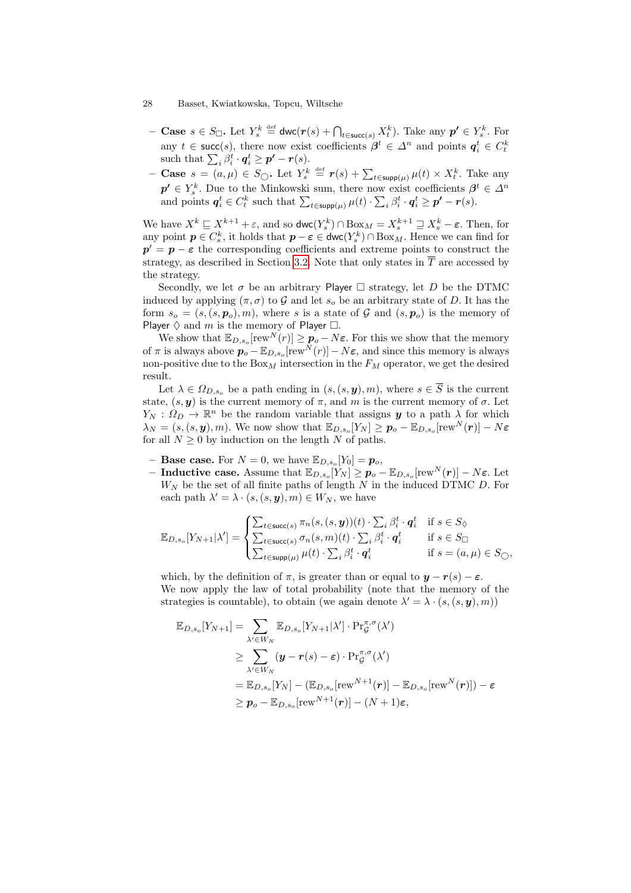- **Case** $s \in S_\Box$. Let $Y_s^k \stackrel{\text{def}}{=} \mathsf{dwc}(\boldsymbol{r}(s) + \bigcap_{t \in \mathsf{succ}(s)} X_t^k)$. Take any $\boldsymbol{p'} \in Y_s^k$. For any $t \in \mathsf{succ}(s)$, there now exist coefficients $\boldsymbol{\beta}^t \in \Delta^n$ and points $\boldsymbol{q}_i^t \in C_t^k$ such that $\sum_i \beta_i^t \cdot \boldsymbol{q}_i^t \geq \boldsymbol{p'} - \boldsymbol{r}(s)$.
- **Case** $s = (a, \mu) \in S_\bigcirc$. Let $Y_s^k \stackrel{\text{def}}{=} \boldsymbol{r}(s) + \sum_{t \in \mathsf{supp}(\mu)} \mu(t) \times X_t^k$. Take any $\boldsymbol{p'} \in Y_s^k$. Due to the Minkowski sum, there now exist coefficients $\boldsymbol{\beta}^t \in \Delta^n$ and points $\boldsymbol{q}_i^t \in C_t^k$ such that $\sum_{t \in \mathsf{supp}(\mu)} \mu(t) \cdot \sum_i \beta_i^t \cdot \boldsymbol{q}_i^t \geq \boldsymbol{p'} - \boldsymbol{r}(s)$.

We have $X^k \sqsubseteq X^{k+1} + \varepsilon$, and so $\mathsf{dwc}(Y_s^k) \cap \text{Box}_M = X_s^{k+1} \sqsupseteq X_s^k - \boldsymbol{\varepsilon}$. Then, for any point $\boldsymbol{p} \in C_s^k$, it holds that $\boldsymbol{p} - \boldsymbol{\varepsilon} \in \mathsf{dwc}(Y_s^k) \cap \text{Box}_M$. Hence we can find for $\boldsymbol{p'} = \boldsymbol{p} - \boldsymbol{\varepsilon}$ the corresponding coefficients and extreme points to construct the strategy, as described in Section 3.2. Note that only states in $\overline{T}$ are accessed by the strategy.

Secondly, we let $\sigma$ be an arbitrary Player $\Box$ strategy, let $D$ be the DTMC induced by applying $(\pi, \sigma)$ to $\mathcal{G}$ and let $s_o$ be an arbitrary state of $D$. It has the form $s_o = (s, (s, \boldsymbol{p}_o), m)$, where $s$ is a state of $\mathcal{G}$ and $(s, \boldsymbol{p}_o)$ is the memory of Player $\Diamond$ and $m$ is the memory of Player $\Box$.

We show that $\mathbb{E}_{D,s_o}[\text{rew}^N(r)] \geq \boldsymbol{p}_o - N\boldsymbol{\varepsilon}$. For this we show that the memory of $\pi$ is always above $\boldsymbol{p}_o - \mathbb{E}_{D,s_o}[\text{rew}^N(r)] - N\varepsilon$, and since this memory is always non-positive due to the $\text{Box}_M$ intersection in the $F_M$ operator, we get the desired result.

Let $\lambda \in \Omega_{D,s_o}$ be a path ending in $(s, (s, \boldsymbol{y}), m)$, where $s \in \overline{S}$ is the current state, $(s, \boldsymbol{y})$ is the current memory of $\pi$, and $m$ is the current memory of $\sigma$. Let $Y_N : \Omega_D \to \mathbb{R}^n$ be the random variable that assigns $\boldsymbol{y}$ to a path $\lambda$ for which $\lambda_N = (s, (s, \boldsymbol{y}), m)$. We now show that $\mathbb{E}_{D,s_o}[Y_N] \geq \boldsymbol{p}_o - \mathbb{E}_{D,s_o}[\text{rew}^N(\boldsymbol{r})] - N\boldsymbol{\varepsilon}$ for all $N \geq 0$ by induction on the length $N$ of paths.

- **Base case.** For $N = 0$, we have $\mathbb{E}_{D,s_o}[Y_0] = \boldsymbol{p}_o$,
- **Inductive case.** Assume that $\mathbb{E}_{D,s_o}[Y_N] \geq \boldsymbol{p}_o - \mathbb{E}_{D,s_o}[\text{rew}^N(\boldsymbol{r})] - N\boldsymbol{\varepsilon}$. Let $W_N$ be the set of all finite paths of length $N$ in the induced DTMC $D$. For each path $\lambda' = \lambda \cdot (s, (s, \boldsymbol{y}), m) \in W_N$, we have

$$
\mathbb{E}_{D,s_o}[Y_{N+1}|\lambda'] = \begin{cases} \sum_{t \in \mathsf{succ}(s)} \pi_n(s, (s, \boldsymbol{y}))(t) \cdot \sum_i \beta_i^t \cdot \boldsymbol{q}_i^t & \text{if } s \in S_\Diamond \\ \sum_{t \in \mathsf{succ}(s)} \sigma_n(s, m)(t) \cdot \sum_i \beta_i^t \cdot \boldsymbol{q}_i^t & \text{if } s \in S_\Box \\ \sum_{t \in \mathsf{supp}(\mu)} \mu(t) \cdot \sum_i \beta_i^t \cdot \boldsymbol{q}_i^t & \text{if } s = (a, \mu) \in S_\bigcirc, \end{cases}
$$

which, by the definition of $\pi$, is greater than or equal to $\boldsymbol{y} - \boldsymbol{r}(s) - \boldsymbol{\varepsilon}$.
We now apply the law of total probability (note that the memory of the strategies is countable), to obtain (we again denote $\lambda' = \lambda \cdot (s, (s, \boldsymbol{y}), m)$)

$$
\begin{aligned}
\mathbb{E}_{D,s_o}[Y_{N+1}] &= \sum_{\lambda' \in W_N} \mathbb{E}_{D,s_o}[Y_{N+1}|\lambda'] \cdot \Pr_{\mathcal{G}}^{\pi,\sigma}(\lambda') \\
&\geq \sum_{\lambda' \in W_N} (\boldsymbol{y} - \boldsymbol{r}(s) - \boldsymbol{\varepsilon}) \cdot \Pr_{\mathcal{G}}^{\pi,\sigma}(\lambda') \\
&= \mathbb{E}_{D,s_o}[Y_N] - (\mathbb{E}_{D,s_o}[\text{rew}^{N+1}(\boldsymbol{r})] - \mathbb{E}_{D,s_o}[\text{rew}^N(\boldsymbol{r})]) - \boldsymbol{\varepsilon} \\
&\geq \boldsymbol{p}_o - \mathbb{E}_{D,s_o}[\text{rew}^{N+1}(\boldsymbol{r})] - (N+1)\boldsymbol{\varepsilon},
\end{aligned}
$$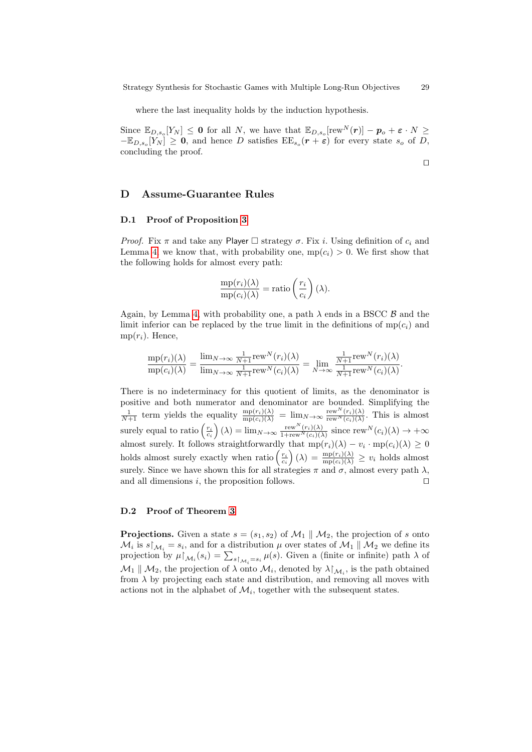where the last inequality holds by the induction hypothesis.

Since $\mathbb{E}_{D,s_o}[Y_N] \leq \mathbf{0}$ for all $N$, we have that $\mathbb{E}_{D,s_o}[\mathrm{rew}^N(\boldsymbol{r})] - \boldsymbol{p}_o + \boldsymbol{\varepsilon} \cdot N \geq -\mathbb{E}_{D,s_o}[Y_N] \geq \mathbf{0}$, and hence $D$ satisfies $\mathrm{EE}_{s_o}(\boldsymbol{r} + \boldsymbol{\varepsilon})$ for every state $s_o$ of $D$, concluding the proof.

□

## D Assume-Guarantee Rules

### D.1 Proof of Proposition 3

*Proof.* Fix $\pi$ and take any Player □ strategy $\sigma$. Fix $i$. Using definition of $c_i$ and Lemma 4, we know that, with probability one, $\mathrm{mp}(c_i) > 0$. We first show that the following holds for almost every path:

$$\frac{\mathrm{mp}(r_i)(\lambda)}{\mathrm{mp}(c_i)(\lambda)} = \mathrm{ratio}\left(\frac{r_i}{c_i}\right)(\lambda).$$

Again, by Lemma 4, with probability one, a path $\lambda$ ends in a BSCC $\mathcal{B}$ and the limit inferior can be replaced by the true limit in the definitions of $\mathrm{mp}(c_i)$ and $\mathrm{mp}(r_i)$. Hence,

$$\frac{\mathrm{mp}(r_i)(\lambda)}{\mathrm{mp}(c_i)(\lambda)} = \frac{\lim_{N\to\infty} \frac{1}{N+1}\mathrm{rew}^N(r_i)(\lambda)}{\lim_{N\to\infty} \frac{1}{N+1}\mathrm{rew}^N(c_i)(\lambda)} = \lim_{N\to\infty} \frac{\frac{1}{N+1}\mathrm{rew}^N(r_i)(\lambda)}{\frac{1}{N+1}\mathrm{rew}^N(c_i)(\lambda)}.$$

There is no indeterminacy for this quotient of limits, as the denominator is positive and both numerator and denominator are bounded. Simplifying the $\frac{1}{N+1}$ term yields the equality $\frac{\mathrm{mp}(r_i)(\lambda)}{\mathrm{mp}(c_i)(\lambda)} = \lim_{N\to\infty} \frac{\mathrm{rew}^N(r_i)(\lambda)}{\mathrm{rew}^N(c_i)(\lambda)}$. This is almost surely equal to $\mathrm{ratio}\left(\frac{r_i}{c_i}\right)(\lambda) = \lim_{N\to\infty} \frac{\mathrm{rew}^N(r_i)(\lambda)}{1+\mathrm{rew}^N(c_i)(\lambda)}$ since $\mathrm{rew}^N(c_i)(\lambda) \to +\infty$ almost surely. It follows straightforwardly that $\mathrm{mp}(r_i)(\lambda) - v_i \cdot \mathrm{mp}(c_i)(\lambda) \geq 0$ holds almost surely exactly when $\mathrm{ratio}\left(\frac{r_i}{c_i}\right)(\lambda) = \frac{\mathrm{mp}(r_i)(\lambda)}{\mathrm{mp}(c_i)(\lambda)} \geq v_i$ holds almost surely. Since we have shown this for all strategies $\pi$ and $\sigma$, almost every path $\lambda$, and all dimensions $i$, the proposition follows. □

### D.2 Proof of Theorem 3

**Projections.** Given a state $s = (s_1, s_2)$ of $\mathcal{M}_1 \parallel \mathcal{M}_2$, the projection of $s$ onto $\mathcal{M}_i$ is $s\restriction_{\mathcal{M}_i} = s_i$, and for a distribution $\mu$ over states of $\mathcal{M}_1 \parallel \mathcal{M}_2$ we define its projection by $\mu\restriction_{\mathcal{M}_i}(s_i) = \sum_{s\restriction_{\mathcal{M}_i}=s_i} \mu(s)$. Given a (finite or infinite) path $\lambda$ of $\mathcal{M}_1 \parallel \mathcal{M}_2$, the projection of $\lambda$ onto $\mathcal{M}_i$, denoted by $\lambda\restriction_{\mathcal{M}_i}$, is the path obtained from $\lambda$ by projecting each state and distribution, and removing all moves with actions not in the alphabet of $\mathcal{M}_i$, together with the subsequent states.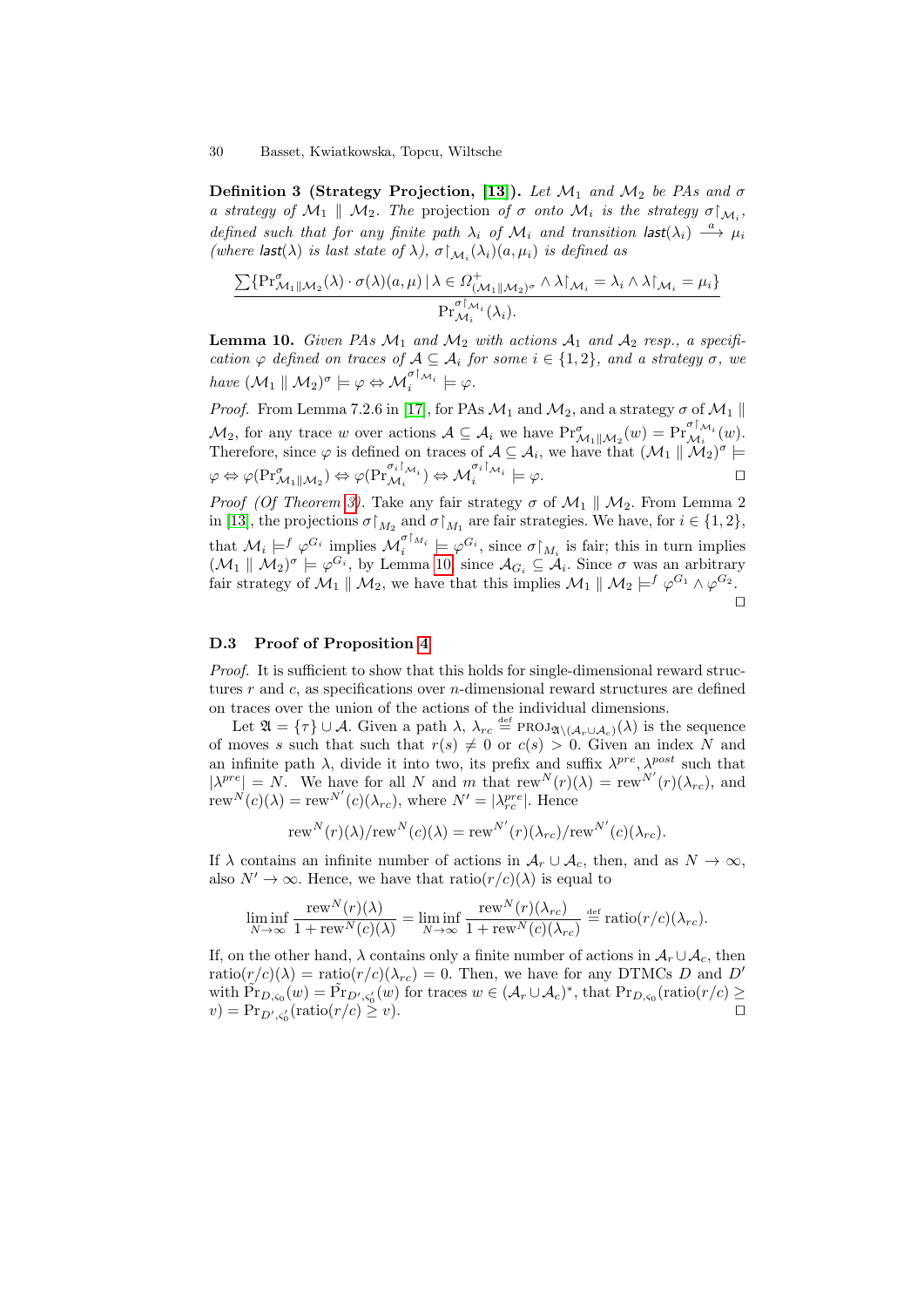**Definition 3 (Strategy Projection, [13]).** *Let $\mathcal{M}_1$ and $\mathcal{M}_2$ be PAs and $\sigma$ a strategy of $\mathcal{M}_1 \parallel \mathcal{M}_2$. The* projection *of $\sigma$ onto $\mathcal{M}_i$ is the strategy $\sigma\!\upharpoonright_{\mathcal{M}_i}$, defined such that for any finite path $\lambda_i$ of $\mathcal{M}_i$ and transition $\mathsf{last}(\lambda_i) \xrightarrow{a} \mu_i$ (where $\mathsf{last}(\lambda)$ is last state of $\lambda$), $\sigma\!\upharpoonright_{\mathcal{M}_i}(\lambda_i)(a, \mu_i)$ is defined as*

$$\frac{\sum\{\mathrm{Pr}^{\sigma}_{\mathcal{M}_1\parallel\mathcal{M}_2}(\lambda)\cdot\sigma(\lambda)(a,\mu) \mid \lambda \in \Omega^{+}_{(\mathcal{M}_1\parallel\mathcal{M}_2)^{\sigma}} \wedge \lambda\!\upharpoonright_{\mathcal{M}_i} = \lambda_i \wedge \lambda\!\upharpoonright_{\mathcal{M}_i} = \mu_i\}}{\mathrm{Pr}^{\sigma\upharpoonright_{\mathcal{M}_i}}_{\mathcal{M}_i}(\lambda_i).}$$

**Lemma 10.** *Given PAs $\mathcal{M}_1$ and $\mathcal{M}_2$ with actions $\mathcal{A}_1$ and $\mathcal{A}_2$ resp., a specification $\varphi$ defined on traces of $\mathcal{A} \subseteq \mathcal{A}_i$ for some $i \in \{1,2\}$, and a strategy $\sigma$, we have $(\mathcal{M}_1 \parallel \mathcal{M}_2)^{\sigma} \models \varphi \Leftrightarrow \mathcal{M}_i^{\sigma\upharpoonright_{\mathcal{M}_i}} \models \varphi$.*

*Proof.* From Lemma 7.2.6 in [17], for PAs $\mathcal{M}_1$ and $\mathcal{M}_2$, and a strategy $\sigma$ of $\mathcal{M}_1 \parallel \mathcal{M}_2$, for any trace $w$ over actions $\mathcal{A} \subseteq \mathcal{A}_i$ we have $\mathrm{Pr}^{\sigma}_{\mathcal{M}_1\parallel\mathcal{M}_2}(w) = \mathrm{Pr}^{\sigma\upharpoonright_{\mathcal{M}_i}}_{\mathcal{M}_i}(w)$. Therefore, since $\varphi$ is defined on traces of $\mathcal{A} \subseteq \mathcal{A}_i$, we have that $(\mathcal{M}_1 \parallel \mathcal{M}_2)^{\sigma} \models \varphi \Leftrightarrow \varphi(\mathrm{Pr}^{\sigma}_{\mathcal{M}_1\parallel\mathcal{M}_2}) \Leftrightarrow \varphi(\mathrm{Pr}^{\sigma_i\upharpoonright_{\mathcal{M}_i}}_{\mathcal{M}_i}) \Leftrightarrow \mathcal{M}_i^{\sigma_i\upharpoonright_{\mathcal{M}_i}} \models \varphi$. □

*Proof (Of Theorem 3).* Take any fair strategy $\sigma$ of $\mathcal{M}_1 \parallel \mathcal{M}_2$. From Lemma 2 in [13], the projections $\sigma\!\upharpoonright_{M_2}$ and $\sigma\!\upharpoonright_{M_1}$ are fair strategies. We have, for $i \in \{1,2\}$, that $\mathcal{M}_i \models^f \varphi^{G_i}$ implies $\mathcal{M}_i^{\sigma\upharpoonright_{M_i}} \models \varphi^{G_i}$, since $\sigma\!\upharpoonright_{M_i}$ is fair; this in turn implies $(\mathcal{M}_1 \parallel \mathcal{M}_2)^{\sigma} \models \varphi^{G_i}$, by Lemma 10, since $\mathcal{A}_{G_i} \subseteq \mathcal{A}_i$. Since $\sigma$ was an arbitrary fair strategy of $\mathcal{M}_1 \parallel \mathcal{M}_2$, we have that this implies $\mathcal{M}_1 \parallel \mathcal{M}_2 \models^f \varphi^{G_1} \wedge \varphi^{G_2}$. □

### D.3 Proof of Proposition 4

*Proof.* It is sufficient to show that this holds for single-dimensional reward structures $r$ and $c$, as specifications over $n$-dimensional reward structures are defined on traces over the union of the actions of the individual dimensions.

Let $\mathfrak{A} = \{\tau\} \cup \mathcal{A}$. Given a path $\lambda$, $\lambda_{rc} \stackrel{\text{def}}{=} \mathrm{PROJ}_{\mathfrak{A}\setminus(\mathcal{A}_r\cup\mathcal{A}_c)}(\lambda)$ is the sequence of moves $s$ such that such that $r(s) \neq 0$ or $c(s) > 0$. Given an index $N$ and an infinite path $\lambda$, divide it into two, its prefix and suffix $\lambda^{pre}, \lambda^{post}$ such that $|\lambda^{pre}| = N$. We have for all $N$ and $m$ that $\mathrm{rew}^N(r)(\lambda) = \mathrm{rew}^{N'}(r)(\lambda_{rc})$, and $\mathrm{rew}^N(c)(\lambda) = \mathrm{rew}^{N'}(c)(\lambda_{rc})$, where $N' = |\lambda^{pre}_{rc}|$. Hence

$$\mathrm{rew}^N(r)(\lambda)/\mathrm{rew}^N(c)(\lambda) = \mathrm{rew}^{N'}(r)(\lambda_{rc})/\mathrm{rew}^{N'}(c)(\lambda_{rc}).$$

If $\lambda$ contains an infinite number of actions in $\mathcal{A}_r \cup \mathcal{A}_c$, then, and as $N \to \infty$, also $N' \to \infty$. Hence, we have that $\mathrm{ratio}(r/c)(\lambda)$ is equal to

$$\liminf_{N\to\infty} \frac{\mathrm{rew}^N(r)(\lambda)}{1 + \mathrm{rew}^N(c)(\lambda)} = \liminf_{N\to\infty} \frac{\mathrm{rew}^N(r)(\lambda_{rc})}{1 + \mathrm{rew}^N(c)(\lambda_{rc})} \stackrel{\text{def}}{=} \mathrm{ratio}(r/c)(\lambda_{rc}).$$

If, on the other hand, $\lambda$ contains only a finite number of actions in $\mathcal{A}_r \cup \mathcal{A}_c$, then $\mathrm{ratio}(r/c)(\lambda) = \mathrm{ratio}(r/c)(\lambda_{rc}) = 0$. Then, we have for any DTMCs $D$ and $D'$ with $\tilde{\mathrm{Pr}}_{D,\varsigma_0}(w) = \tilde{\mathrm{Pr}}_{D',\varsigma_0'}(w)$ for traces $w \in (\mathcal{A}_r \cup \mathcal{A}_c)^*$, that $\mathrm{Pr}_{D,\varsigma_0}(\mathrm{ratio}(r/c) \geq v) = \mathrm{Pr}_{D',\varsigma_0'}(\mathrm{ratio}(r/c) \geq v)$. □